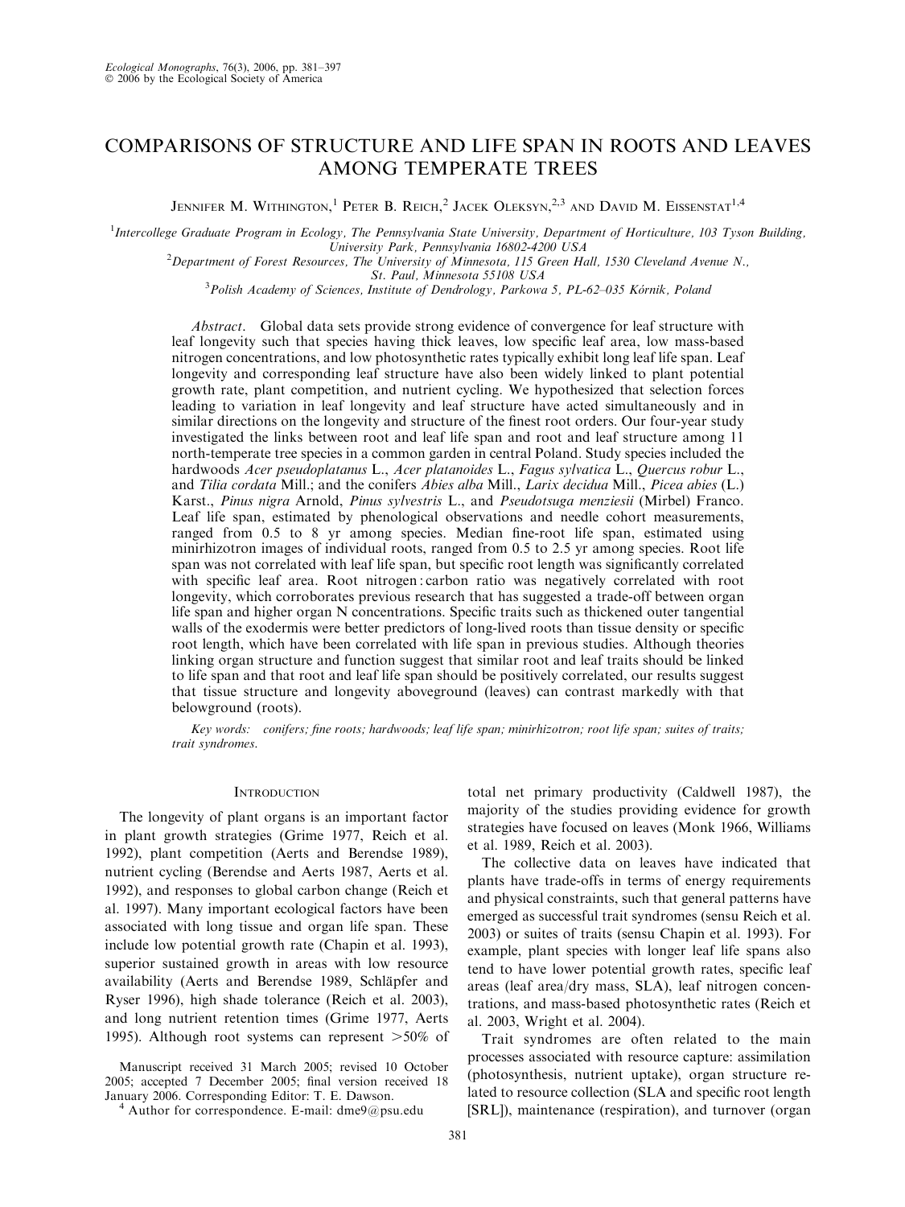# COMPARISONS OF STRUCTURE AND LIFE SPAN IN ROOTS AND LEAVES AMONG TEMPERATE TREES

Jennifer M. Withington,[1] Peter B. Reich,[2] Jacek Oleksyn,[2,3] and David M. Eissenstat[1,4]

[1]Intercollege Graduate Program in Ecology, The Pennsylvania State University, Department of Horticulture, 103 Tyson Building, University Park, Pennsylvania 16802-4200 USA

[2]Department of Forest Resources, The University of Minnesota, 115 Green Hall, 1530 Cleveland Avenue N., St. Paul, Minnesota 55108 USA

[3]Polish Academy of Sciences, Institute of Dendrology, Parkowa 5, PL-62–035 Kórnik, Poland

*Abstract*. Global data sets provide strong evidence of convergence for leaf structure with leaf longevity such that species having thick leaves, low specific leaf area, low mass-based nitrogen concentrations, and low photosynthetic rates typically exhibit long leaf life span. Leaf longevity and corresponding leaf structure have also been widely linked to plant potential growth rate, plant competition, and nutrient cycling. We hypothesized that selection forces leading to variation in leaf longevity and leaf structure have acted simultaneously and in similar directions on the longevity and structure of the finest root orders. Our four-year study investigated the links between root and leaf life span and root and leaf structure among 11 north-temperate tree species in a common garden in central Poland. Study species included the hardwoods *Acer pseudoplatanus* L., *Acer platanoides* L., *Fagus sylvatica* L., *Quercus robur* L., and *Tilia cordata* Mill.; and the conifers *Abies alba* Mill., *Larix decidua* Mill., *Picea abies* (L.) Karst., *Pinus nigra* Arnold, *Pinus sylvestris* L., and *Pseudotsuga menziesii* (Mirbel) Franco. Leaf life span, estimated by phenological observations and needle cohort measurements, ranged from 0.5 to 8 yr among species. Median fine-root life span, estimated using minirhizotron images of individual roots, ranged from 0.5 to 2.5 yr among species. Root life span was not correlated with leaf life span, but specific root length was significantly correlated with specific leaf area. Root nitrogen : carbon ratio was negatively correlated with root longevity, which corroborates previous research that has suggested a trade-off between organ life span and higher organ N concentrations. Specific traits such as thickened outer tangential walls of the exodermis were better predictors of long-lived roots than tissue density or specific root length, which have been correlated with life span in previous studies. Although theories linking organ structure and function suggest that similar root and leaf traits should be linked to life span and that root and leaf life span should be positively correlated, our results suggest that tissue structure and longevity aboveground (leaves) can contrast markedly with that belowground (roots).

*Key words:* conifers; fine roots; hardwoods; leaf life span; minirhizotron; root life span; suites of traits; trait syndromes.

## Introduction

The longevity of plant organs is an important factor in plant growth strategies (Grime 1977, Reich et al. 1992), plant competition (Aerts and Berendse 1989), nutrient cycling (Berendse and Aerts 1987, Aerts et al. 1992), and responses to global carbon change (Reich et al. 1997). Many important ecological factors have been associated with long tissue and organ life span. These include low potential growth rate (Chapin et al. 1993), superior sustained growth in areas with low resource availability (Aerts and Berendse 1989, Schläpfer and Ryser 1996), high shade tolerance (Reich et al. 2003), and long nutrient retention times (Grime 1977, Aerts 1995). Although root systems can represent >50% of total net primary productivity (Caldwell 1987), the majority of the studies providing evidence for growth strategies have focused on leaves (Monk 1966, Williams et al. 1989, Reich et al. 2003).

The collective data on leaves have indicated that plants have trade-offs in terms of energy requirements and physical constraints, such that general patterns have emerged as successful trait syndromes (sensu Reich et al. 2003) or suites of traits (sensu Chapin et al. 1993). For example, plant species with longer leaf life spans also tend to have lower potential growth rates, specific leaf areas (leaf area/dry mass, SLA), leaf nitrogen concentrations, and mass-based photosynthetic rates (Reich et al. 2003, Wright et al. 2004).

Trait syndromes are often related to the main processes associated with resource capture: assimilation (photosynthesis, nutrient uptake), organ structure related to resource collection (SLA and specific root length [SRL]), maintenance (respiration), and turnover (organ

Manuscript received 31 March 2005; revised 10 October 2005; accepted 7 December 2005; final version received 18 January 2006. Corresponding Editor: T. E. Dawson.

[4] Author for correspondence. E-mail: dme9@psu.edu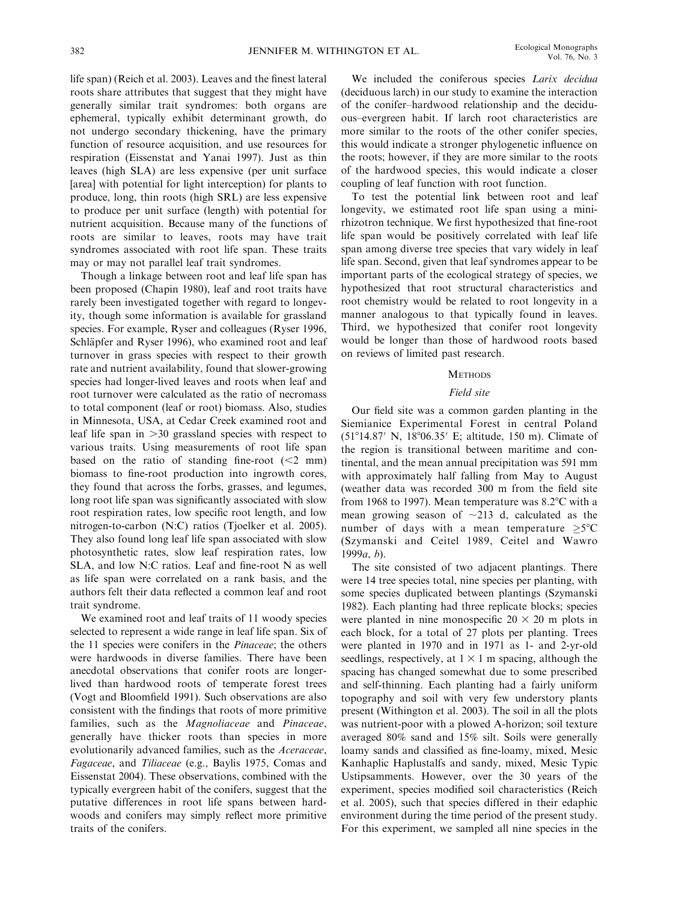life span) (Reich et al. 2003). Leaves and the finest lateral roots share attributes that suggest that they might have generally similar trait syndromes: both organs are ephemeral, typically exhibit determinant growth, do not undergo secondary thickening, have the primary function of resource acquisition, and use resources for respiration (Eissenstat and Yanai 1997). Just as thin leaves (high SLA) are less expensive (per unit surface [area] with potential for light interception) for plants to produce, long, thin roots (high SRL) are less expensive to produce per unit surface (length) with potential for nutrient acquisition. Because many of the functions of roots are similar to leaves, roots may have trait syndromes associated with root life span. These traits may or may not parallel leaf trait syndromes.

Though a linkage between root and leaf life span has been proposed (Chapin 1980), leaf and root traits have rarely been investigated together with regard to longevity, though some information is available for grassland species. For example, Ryser and colleagues (Ryser 1996, Schläpfer and Ryser 1996), who examined root and leaf turnover in grass species with respect to their growth rate and nutrient availability, found that slower-growing species had longer-lived leaves and roots when leaf and root turnover were calculated as the ratio of necromass to total component (leaf or root) biomass. Also, studies in Minnesota, USA, at Cedar Creek examined root and leaf life span in >30 grassland species with respect to various traits. Using measurements of root life span based on the ratio of standing fine-root (<2 mm) biomass to fine-root production into ingrowth cores, they found that across the forbs, grasses, and legumes, long root life span was significantly associated with slow root respiration rates, low specific root length, and low nitrogen-to-carbon (N:C) ratios (Tjoelker et al. 2005). They also found long leaf life span associated with slow photosynthetic rates, slow leaf respiration rates, low SLA, and low N:C ratios. Leaf and fine-root N as well as life span were correlated on a rank basis, and the authors felt their data reflected a common leaf and root trait syndrome.

We examined root and leaf traits of 11 woody species selected to represent a wide range in leaf life span. Six of the 11 species were conifers in the *Pinaceae*; the others were hardwoods in diverse families. There have been anecdotal observations that conifer roots are longer-lived than hardwood roots of temperate forest trees (Vogt and Bloomfield 1991). Such observations are also consistent with the findings that roots of more primitive families, such as the *Magnoliaceae* and *Pinaceae*, generally have thicker roots than species in more evolutionarily advanced families, such as the *Aceraceae*, *Fagaceae*, and *Tiliaceae* (e.g., Baylis 1975, Comas and Eissenstat 2004). These observations, combined with the typically evergreen habit of the conifers, suggest that the putative differences in root life spans between hardwoods and conifers may simply reflect more primitive traits of the conifers.

We included the coniferous species *Larix decidua* (deciduous larch) in our study to examine the interaction of the conifer–hardwood relationship and the deciduous–evergreen habit. If larch root characteristics are more similar to the roots of the other conifer species, this would indicate a stronger phylogenetic influence on the roots; however, if they are more similar to the roots of the hardwood species, this would indicate a closer coupling of leaf function with root function.

To test the potential link between root and leaf longevity, we estimated root life span using a minirhizotron technique. We first hypothesized that fine-root life span would be positively correlated with leaf life span among diverse tree species that vary widely in leaf life span. Second, given that leaf syndromes appear to be important parts of the ecological strategy of species, we hypothesized that root structural characteristics and root chemistry would be related to root longevity in a manner analogous to that typically found in leaves. Third, we hypothesized that conifer root longevity would be longer than those of hardwood roots based on reviews of limited past research.

## Methods

### Field site

Our field site was a common garden planting in the Siemianice Experimental Forest in central Poland (51°14.87′ N, 18°06.35′ E; altitude, 150 m). Climate of the region is transitional between maritime and continental, and the mean annual precipitation was 591 mm with approximately half falling from May to August (weather data was recorded 300 m from the field site from 1968 to 1997). Mean temperature was 8.2°C with a mean growing season of ~213 d, calculated as the number of days with a mean temperature ≥5°C (Szymanski and Ceitel 1989, Ceitel and Wawro 1999*a*, *b*).

The site consisted of two adjacent plantings. There were 14 tree species total, nine species per planting, with some species duplicated between plantings (Szymanski 1982). Each planting had three replicate blocks; species were planted in nine monospecific 20 × 20 m plots in each block, for a total of 27 plots per planting. Trees were planted in 1970 and in 1971 as 1- and 2-yr-old seedlings, respectively, at 1 × 1 m spacing, although the spacing has changed somewhat due to some prescribed and self-thinning. Each planting had a fairly uniform topography and soil with very few understory plants present (Withington et al. 2003). The soil in all the plots was nutrient-poor with a plowed A-horizon; soil texture averaged 80% sand and 15% silt. Soils were generally loamy sands and classified as fine-loamy, mixed, Mesic Kanhaplic Haplustalfs and sandy, mixed, Mesic Typic Ustipsamments. However, over the 30 years of the experiment, species modified soil characteristics (Reich et al. 2005), such that species differed in their edaphic environment during the time period of the present study. For this experiment, we sampled all nine species in the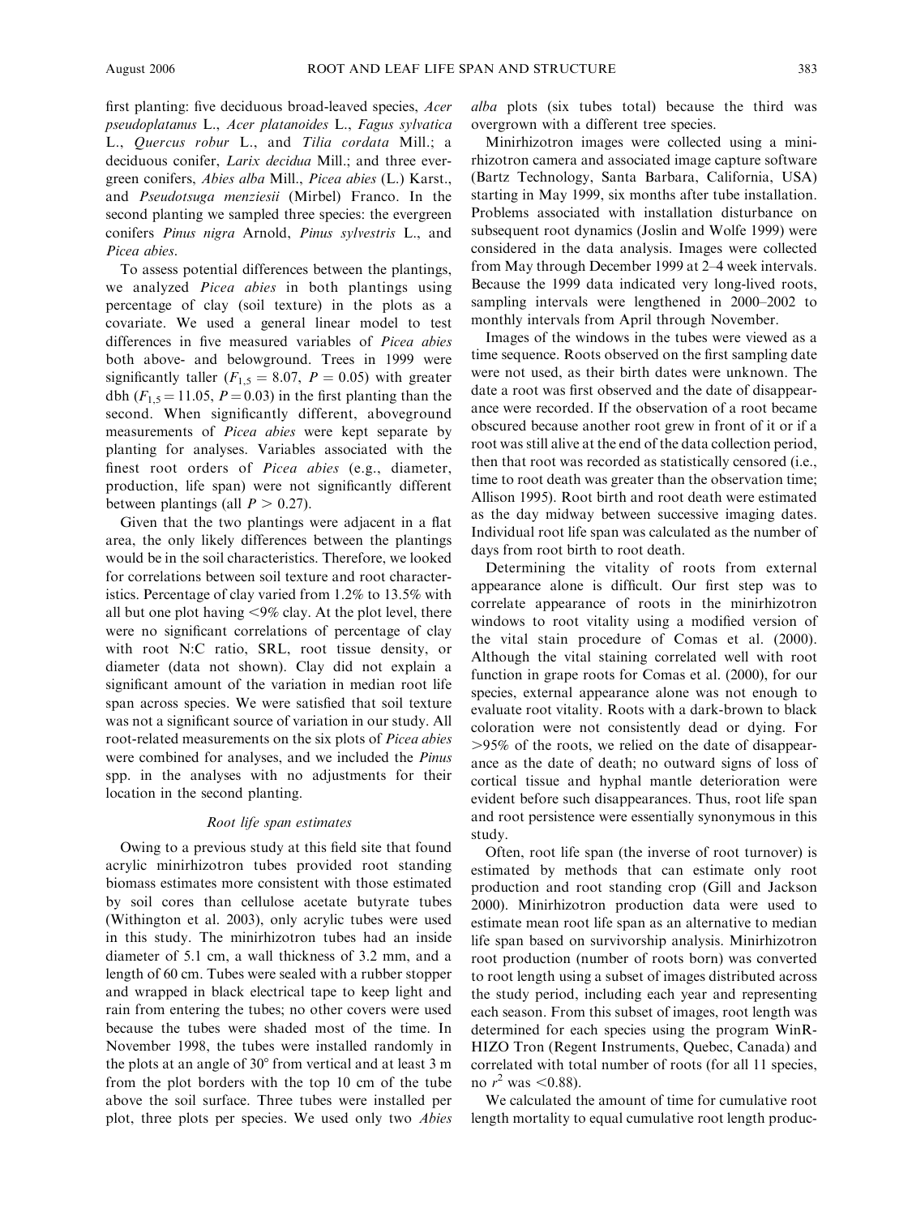first planting: five deciduous broad-leaved species, *Acer pseudoplatanus* L., *Acer platanoides* L., *Fagus sylvatica* L., *Quercus robur* L., and *Tilia cordata* Mill.; a deciduous conifer, *Larix decidua* Mill.; and three evergreen conifers, *Abies alba* Mill., *Picea abies* (L.) Karst., and *Pseudotsuga menziesii* (Mirbel) Franco. In the second planting we sampled three species: the evergreen conifers *Pinus nigra* Arnold, *Pinus sylvestris* L., and *Picea abies*.

To assess potential differences between the plantings, we analyzed *Picea abies* in both plantings using percentage of clay (soil texture) in the plots as a covariate. We used a general linear model to test differences in five measured variables of *Picea abies* both above- and belowground. Trees in 1999 were significantly taller ($F_{1,5} = 8.07$, $P = 0.05$) with greater dbh ($F_{1,5} = 11.05$, $P = 0.03$) in the first planting than the second. When significantly different, aboveground measurements of *Picea abies* were kept separate by planting for analyses. Variables associated with the finest root orders of *Picea abies* (e.g., diameter, production, life span) were not significantly different between plantings (all $P > 0.27$).

Given that the two plantings were adjacent in a flat area, the only likely differences between the plantings would be in the soil characteristics. Therefore, we looked for correlations between soil texture and root characteristics. Percentage of clay varied from 1.2% to 13.5% with all but one plot having <9% clay. At the plot level, there were no significant correlations of percentage of clay with root N:C ratio, SRL, root tissue density, or diameter (data not shown). Clay did not explain a significant amount of the variation in median root life span across species. We were satisfied that soil texture was not a significant source of variation in our study. All root-related measurements on the six plots of *Picea abies* were combined for analyses, and we included the *Pinus* spp. in the analyses with no adjustments for their location in the second planting.

### *Root life span estimates*

Owing to a previous study at this field site that found acrylic minirhizotron tubes provided root standing biomass estimates more consistent with those estimated by soil cores than cellulose acetate butyrate tubes (Withington et al. 2003), only acrylic tubes were used in this study. The minirhizotron tubes had an inside diameter of 5.1 cm, a wall thickness of 3.2 mm, and a length of 60 cm. Tubes were sealed with a rubber stopper and wrapped in black electrical tape to keep light and rain from entering the tubes; no other covers were used because the tubes were shaded most of the time. In November 1998, the tubes were installed randomly in the plots at an angle of 30° from vertical and at least 3 m from the plot borders with the top 10 cm of the tube above the soil surface. Three tubes were installed per plot, three plots per species. We used only two *Abies alba* plots (six tubes total) because the third was overgrown with a different tree species.

Minirhizotron images were collected using a minirhizotron camera and associated image capture software (Bartz Technology, Santa Barbara, California, USA) starting in May 1999, six months after tube installation. Problems associated with installation disturbance on subsequent root dynamics (Joslin and Wolfe 1999) were considered in the data analysis. Images were collected from May through December 1999 at 2–4 week intervals. Because the 1999 data indicated very long-lived roots, sampling intervals were lengthened in 2000–2002 to monthly intervals from April through November.

Images of the windows in the tubes were viewed as a time sequence. Roots observed on the first sampling date were not used, as their birth dates were unknown. The date a root was first observed and the date of disappearance were recorded. If the observation of a root became obscured because another root grew in front of it or if a root was still alive at the end of the data collection period, then that root was recorded as statistically censored (i.e., time to root death was greater than the observation time; Allison 1995). Root birth and root death were estimated as the day midway between successive imaging dates. Individual root life span was calculated as the number of days from root birth to root death.

Determining the vitality of roots from external appearance alone is difficult. Our first step was to correlate appearance of roots in the minirhizotron windows to root vitality using a modified version of the vital stain procedure of Comas et al. (2000). Although the vital staining correlated well with root function in grape roots for Comas et al. (2000), for our species, external appearance alone was not enough to evaluate root vitality. Roots with a dark-brown to black coloration were not consistently dead or dying. For >95% of the roots, we relied on the date of disappearance as the date of death; no outward signs of loss of cortical tissue and hyphal mantle deterioration were evident before such disappearances. Thus, root life span and root persistence were essentially synonymous in this study.

Often, root life span (the inverse of root turnover) is estimated by methods that can estimate only root production and root standing crop (Gill and Jackson 2000). Minirhizotron production data were used to estimate mean root life span as an alternative to median life span based on survivorship analysis. Minirhizotron root production (number of roots born) was converted to root length using a subset of images distributed across the study period, including each year and representing each season. From this subset of images, root length was determined for each species using the program WinRHIZO Tron (Regent Instruments, Quebec, Canada) and correlated with total number of roots (for all 11 species, no $r^2$ was <0.88).

We calculated the amount of time for cumulative root length mortality to equal cumulative root length produc-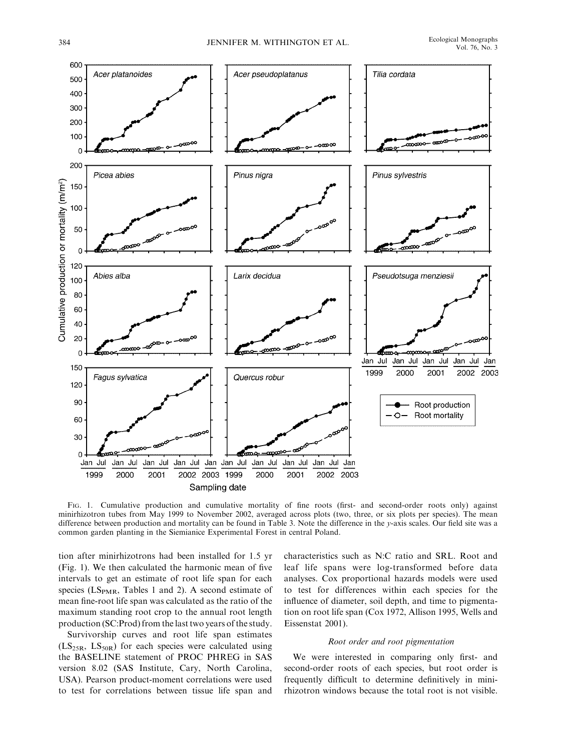FIG. 1. Cumulative production and cumulative mortality of fine roots (first- and second-order roots only) against minirhizotron tubes from May 1999 to November 2002, averaged across plots (two, three, or six plots per species). The mean difference between production and mortality can be found in Table 3. Note the difference in the y-axis scales. Our field site was a common garden planting in the Siemianice Experimental Forest in central Poland.

tion after minirhizotrons had been installed for 1.5 yr (Fig. 1). We then calculated the harmonic mean of five intervals to get an estimate of root life span for each species ($LS_{PMR}$, Tables 1 and 2). A second estimate of mean fine-root life span was calculated as the ratio of the maximum standing root crop to the annual root length production (SC:Prod) from the last two years of the study.

Survivorship curves and root life span estimates ($LS_{25R}$, $LS_{50R}$) for each species were calculated using the BASELINE statement of PROC PHREG in SAS version 8.02 (SAS Institute, Cary, North Carolina, USA). Pearson product-moment correlations were used to test for correlations between tissue life span and characteristics such as N:C ratio and SRL. Root and leaf life spans were log-transformed before data analyses. Cox proportional hazards models were used to test for differences within each species for the influence of diameter, soil depth, and time to pigmentation on root life span (Cox 1972, Allison 1995, Wells and Eissenstat 2001).

### *Root order and root pigmentation*

We were interested in comparing only first- and second-order roots of each species, but root order is frequently difficult to determine definitively in minirhizotron windows because the total root is not visible.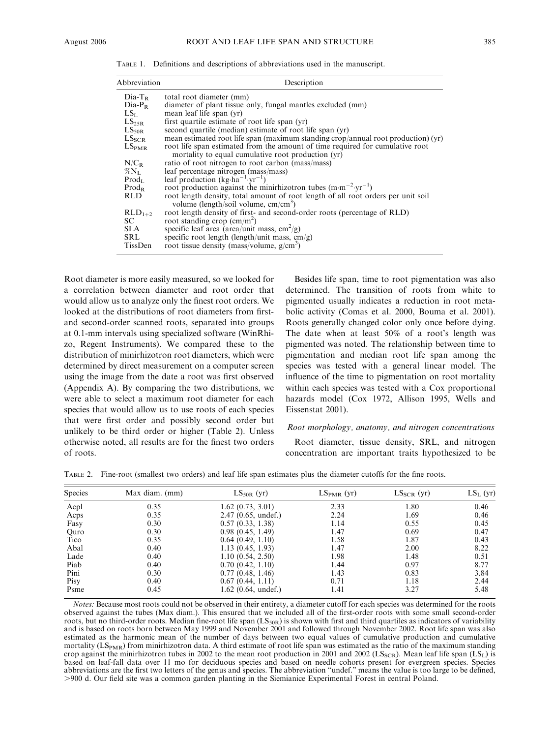TABLE 1. Definitions and descriptions of abbreviations used in the manuscript.

| Abbreviation | Description |
|---|---|
| Dia-$T_R$ | total root diameter (mm) |
| Dia-$P_R$ | diameter of plant tissue only, fungal mantles excluded (mm) |
| $LS_L$ | mean leaf life span (yr) |
| $LS_{25R}$ | first quartile estimate of root life span (yr) |
| $LS_{50R}$ | second quartile (median) estimate of root life span (yr) |
| $LS_{SCR}$ | mean estimated root life span (maximum standing crop/annual root production) (yr) |
| $LS_{PMR}$ | root life span estimated from the amount of time required for cumulative root mortality to equal cumulative root production (yr) |
| $N/C_R$ | ratio of root nitrogen to root carbon (mass/mass) |
| $\%N_L$ | leaf percentage nitrogen (mass/mass) |
| $Prod_L$ | leaf production ($kg \cdot ha^{-1} \cdot yr^{-1}$) |
| $Prod_R$ | root production against the minirhizotron tubes ($m \cdot m^{-2} \cdot yr^{-1}$) |
| RLD | root length density, total amount of root length of all root orders per unit soil volume (length/soil volume, $cm/cm^3$) |
| $RLD_{1+2}$ | root length density of first- and second-order roots (percentage of RLD) |
| SC | root standing crop ($cm/m^2$) |
| SLA | specific leaf area (area/unit mass, $cm^2/g$) |
| SRL | specific root length (length/unit mass, cm/g) |
| TissDen | root tissue density (mass/volume, $g/cm^3$) |

Root diameter is more easily measured, so we looked for a correlation between diameter and root order that would allow us to analyze only the finest root orders. We looked at the distributions of root diameters from first- and second-order scanned roots, separated into groups at 0.1-mm intervals using specialized software (WinRhizo, Regent Instruments). We compared these to the distribution of minirhizotron root diameters, which were determined by direct measurement on a computer screen using the image from the date a root was first observed (Appendix A). By comparing the two distributions, we were able to select a maximum root diameter for each species that would allow us to use roots of each species that were first order and possibly second order but unlikely to be third order or higher (Table 2). Unless otherwise noted, all results are for the finest two orders of roots.

Besides life span, time to root pigmentation was also determined. The transition of roots from white to pigmented usually indicates a reduction in root metabolic activity (Comas et al. 2000, Bouma et al. 2001). Roots generally changed color only once before dying. The date when at least 50% of a root's length was pigmented was noted. The relationship between time to pigmentation and median root life span among the species was tested with a general linear model. The influence of the time to pigmentation on root mortality within each species was tested with a Cox proportional hazards model (Cox 1972, Allison 1995, Wells and Eissenstat 2001).

### *Root morphology, anatomy, and nitrogen concentrations*

Root diameter, tissue density, SRL, and nitrogen concentration are important traits hypothesized to be

TABLE 2. Fine-root (smallest two orders) and leaf life span estimates plus the diameter cutoffs for the fine roots.

| Species | Max diam. (mm) | $LS_{50R}$ (yr) | $LS_{PMR}$ (yr) | $LS_{SCR}$ (yr) | $LS_L$ (yr) |
|---|---|---|---|---|---|
| Acpl | 0.35 | 1.62 (0.73, 3.01) | 2.33 | 1.80 | 0.46 |
| Acps | 0.35 | 2.47 (0.65, undef.) | 2.24 | 1.69 | 0.46 |
| Fasy | 0.30 | 0.57 (0.33, 1.38) | 1.14 | 0.55 | 0.45 |
| Quro | 0.30 | 0.98 (0.45, 1.49) | 1.47 | 0.69 | 0.47 |
| Tico | 0.35 | 0.64 (0.49, 1.10) | 1.58 | 1.87 | 0.43 |
| Abal | 0.40 | 1.13 (0.45, 1.93) | 1.47 | 2.00 | 8.22 |
| Lade | 0.40 | 1.10 (0.54, 2.50) | 1.98 | 1.48 | 0.51 |
| Piab | 0.40 | 0.70 (0.42, 1.10) | 1.44 | 0.97 | 8.77 |
| Pini | 0.30 | 0.77 (0.48, 1.46) | 1.43 | 0.83 | 3.84 |
| Pisy | 0.40 | 0.67 (0.44, 1.11) | 0.71 | 1.18 | 2.44 |
| Psme | 0.45 | 1.62 (0.64, undef.) | 1.41 | 3.27 | 5.48 |

*Notes:* Because most roots could not be observed in their entirety, a diameter cutoff for each species was determined for the roots observed against the tubes (Max diam.). This ensured that we included all of the first-order roots with some small second-order roots, but no third-order roots. Median fine-root life span ($LS_{50R}$) is shown with first and third quartiles as indicators of variability and is based on roots born between May 1999 and November 2001 and followed through November 2002. Root life span was also estimated as the harmonic mean of the number of days between two equal values of cumulative production and cumulative mortality ($LS_{PMR}$) from minirhizotron data. A third estimate of root life span was estimated as the ratio of the maximum standing crop against the minirhizotron tubes in 2002 to the mean root production in 2001 and 2002 ($LS_{SCR}$). Mean leaf life span ($LS_L$) is based on leaf-fall data over 11 mo for deciduous species and based on needle cohorts present for evergreen species. Species abbreviations are the first two letters of the genus and species. The abbreviation "undef." means the value is too large to be defined, >900 d. Our field site was a common garden planting in the Siemianice Experimental Forest in central Poland.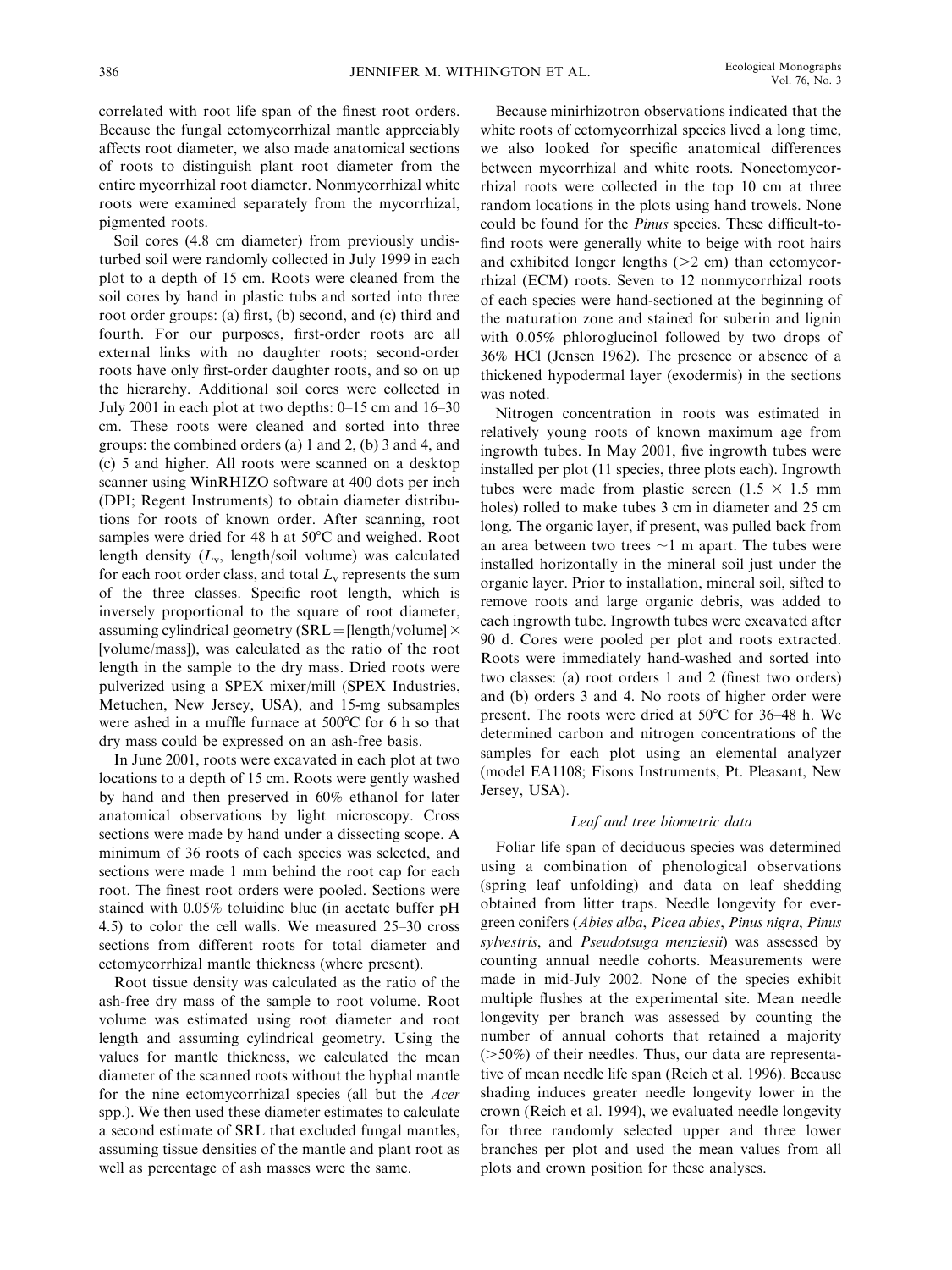correlated with root life span of the finest root orders. Because the fungal ectomycorrhizal mantle appreciably affects root diameter, we also made anatomical sections of roots to distinguish plant root diameter from the entire mycorrhizal root diameter. Nonmycorrhizal white roots were examined separately from the mycorrhizal, pigmented roots.

Soil cores (4.8 cm diameter) from previously undisturbed soil were randomly collected in July 1999 in each plot to a depth of 15 cm. Roots were cleaned from the soil cores by hand in plastic tubs and sorted into three root order groups: (a) first, (b) second, and (c) third and fourth. For our purposes, first-order roots are all external links with no daughter roots; second-order roots have only first-order daughter roots, and so on up the hierarchy. Additional soil cores were collected in July 2001 in each plot at two depths: 0–15 cm and 16–30 cm. These roots were cleaned and sorted into three groups: the combined orders (a) 1 and 2, (b) 3 and 4, and (c) 5 and higher. All roots were scanned on a desktop scanner using WinRHIZO software at 400 dots per inch (DPI; Regent Instruments) to obtain diameter distributions for roots of known order. After scanning, root samples were dried for 48 h at 50°C and weighed. Root length density ($L_v$, length/soil volume) was calculated for each root order class, and total $L_v$ represents the sum of the three classes. Specific root length, which is inversely proportional to the square of root diameter, assuming cylindrical geometry (SRL = [length/volume] × [volume/mass]), was calculated as the ratio of the root length in the sample to the dry mass. Dried roots were pulverized using a SPEX mixer/mill (SPEX Industries, Metuchen, New Jersey, USA), and 15-mg subsamples were ashed in a muffle furnace at 500°C for 6 h so that dry mass could be expressed on an ash-free basis.

In June 2001, roots were excavated in each plot at two locations to a depth of 15 cm. Roots were gently washed by hand and then preserved in 60% ethanol for later anatomical observations by light microscopy. Cross sections were made by hand under a dissecting scope. A minimum of 36 roots of each species was selected, and sections were made 1 mm behind the root cap for each root. The finest root orders were pooled. Sections were stained with 0.05% toluidine blue (in acetate buffer pH 4.5) to color the cell walls. We measured 25–30 cross sections from different roots for total diameter and ectomycorrhizal mantle thickness (where present).

Root tissue density was calculated as the ratio of the ash-free dry mass of the sample to root volume. Root volume was estimated using root diameter and root length and assuming cylindrical geometry. Using the values for mantle thickness, we calculated the mean diameter of the scanned roots without the hyphal mantle for the nine ectomycorrhizal species (all but the *Acer* spp.). We then used these diameter estimates to calculate a second estimate of SRL that excluded fungal mantles, assuming tissue densities of the mantle and plant root as well as percentage of ash masses were the same.

Because minirhizotron observations indicated that the white roots of ectomycorrhizal species lived a long time, we also looked for specific anatomical differences between mycorrhizal and white roots. Nonectomycorrhizal roots were collected in the top 10 cm at three random locations in the plots using hand trowels. None could be found for the *Pinus* species. These difficult-to-find roots were generally white to beige with root hairs and exhibited longer lengths (>2 cm) than ectomycorrhizal (ECM) roots. Seven to 12 nonmycorrhizal roots of each species were hand-sectioned at the beginning of the maturation zone and stained for suberin and lignin with 0.05% phloroglucinol followed by two drops of 36% HCl (Jensen 1962). The presence or absence of a thickened hypodermal layer (exodermis) in the sections was noted.

Nitrogen concentration in roots was estimated in relatively young roots of known maximum age from ingrowth tubes. In May 2001, five ingrowth tubes were installed per plot (11 species, three plots each). Ingrowth tubes were made from plastic screen (1.5 × 1.5 mm holes) rolled to make tubes 3 cm in diameter and 25 cm long. The organic layer, if present, was pulled back from an area between two trees ~1 m apart. The tubes were installed horizontally in the mineral soil just under the organic layer. Prior to installation, mineral soil, sifted to remove roots and large organic debris, was added to each ingrowth tube. Ingrowth tubes were excavated after 90 d. Cores were pooled per plot and roots extracted. Roots were immediately hand-washed and sorted into two classes: (a) root orders 1 and 2 (finest two orders) and (b) orders 3 and 4. No roots of higher order were present. The roots were dried at 50°C for 36–48 h. We determined carbon and nitrogen concentrations of the samples for each plot using an elemental analyzer (model EA1108; Fisons Instruments, Pt. Pleasant, New Jersey, USA).

### *Leaf and tree biometric data*

Foliar life span of deciduous species was determined using a combination of phenological observations (spring leaf unfolding) and data on leaf shedding obtained from litter traps. Needle longevity for evergreen conifers (*Abies alba*, *Picea abies*, *Pinus nigra*, *Pinus sylvestris*, and *Pseudotsuga menziesii*) was assessed by counting annual needle cohorts. Measurements were made in mid-July 2002. None of the species exhibit multiple flushes at the experimental site. Mean needle longevity per branch was assessed by counting the number of annual cohorts that retained a majority (>50%) of their needles. Thus, our data are representative of mean needle life span (Reich et al. 1996). Because shading induces greater needle longevity lower in the crown (Reich et al. 1994), we evaluated needle longevity for three randomly selected upper and three lower branches per plot and used the mean values from all plots and crown position for these analyses.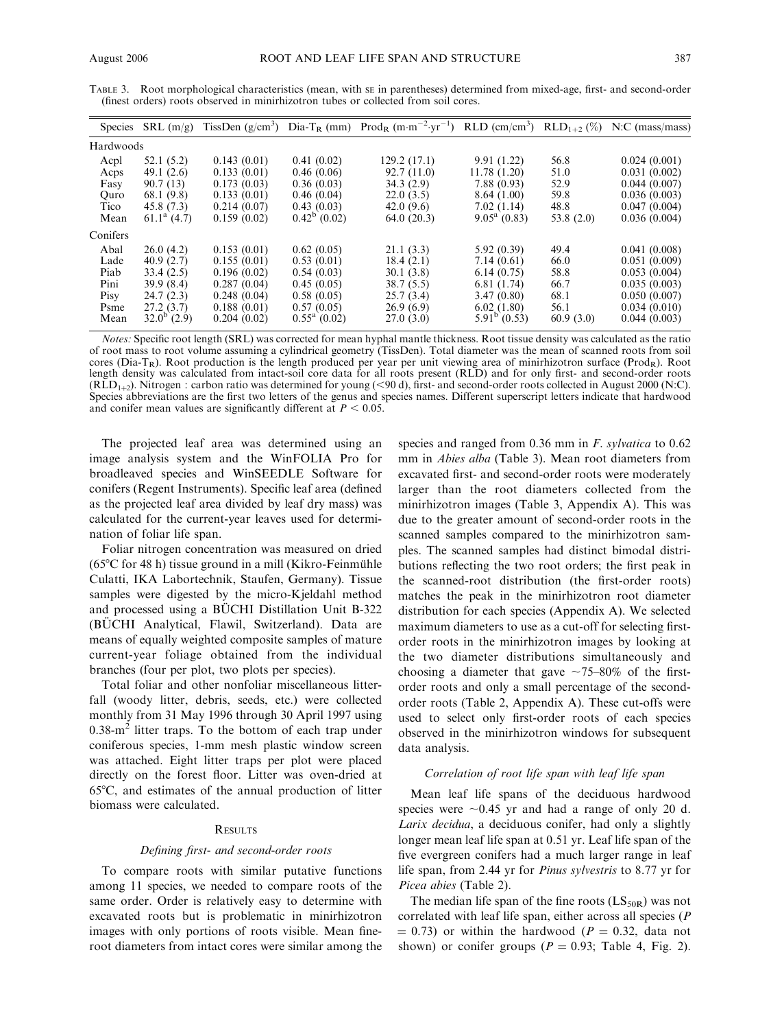TABLE 3. Root morphological characteristics (mean, with SE in parentheses) determined from mixed-age, first- and second-order (finest orders) roots observed in minirhizotron tubes or collected from soil cores.

| Species | SRL (m/g) | TissDen (g/cm$^3$) | Dia-T$_R$ (mm) | Prod$_R$ (m·m$^{-2}$·yr$^{-1}$) | RLD (cm/cm$^3$) | RLD$_{1+2}$ (%) | N:C (mass/mass) |
|---|---|---|---|---|---|---|---|
| Hardwoods | | | | | | | |
| Acpl | 52.1 (5.2) | 0.143 (0.01) | 0.41 (0.02) | 129.2 (17.1) | 9.91 (1.22) | 56.8 | 0.024 (0.001) |
| Acps | 49.1 (2.6) | 0.133 (0.01) | 0.46 (0.06) | 92.7 (11.0) | 11.78 (1.20) | 51.0 | 0.031 (0.002) |
| Fasy | 90.7 (13) | 0.173 (0.03) | 0.36 (0.03) | 34.3 (2.9) | 7.88 (0.93) | 52.9 | 0.044 (0.007) |
| Quro | 68.1 (9.8) | 0.133 (0.01) | 0.46 (0.04) | 22.0 (3.5) | 8.64 (1.00) | 59.8 | 0.036 (0.003) |
| Tico | 45.8 (7.3) | 0.214 (0.07) | 0.43 (0.03) | 42.0 (9.6) | 7.02 (1.14) | 48.8 | 0.047 (0.004) |
| Mean | 61.1$^a$ (4.7) | 0.159 (0.02) | 0.42$^b$ (0.02) | 64.0 (20.3) | 9.05$^a$ (0.83) | 53.8 (2.0) | 0.036 (0.004) |
| Conifers | | | | | | | |
| Abal | 26.0 (4.2) | 0.153 (0.01) | 0.62 (0.05) | 21.1 (3.3) | 5.92 (0.39) | 49.4 | 0.041 (0.008) |
| Lade | 40.9 (2.7) | 0.155 (0.01) | 0.53 (0.01) | 18.4 (2.1) | 7.14 (0.61) | 66.0 | 0.051 (0.009) |
| Piab | 33.4 (2.5) | 0.196 (0.02) | 0.54 (0.03) | 30.1 (3.8) | 6.14 (0.75) | 58.8 | 0.053 (0.004) |
| Pini | 39.9 (8.4) | 0.287 (0.04) | 0.45 (0.05) | 38.7 (5.5) | 6.81 (1.74) | 66.7 | 0.035 (0.003) |
| Pisy | 24.7 (2.3) | 0.248 (0.04) | 0.58 (0.05) | 25.7 (3.4) | 3.47 (0.80) | 68.1 | 0.050 (0.007) |
| Psme | 27.2 (3.7) | 0.188 (0.01) | 0.57 (0.05) | 26.9 (6.9) | 6.02 (1.80) | 56.1 | 0.034 (0.010) |
| Mean | 32.0$^b$ (2.9) | 0.204 (0.02) | 0.55$^a$ (0.02) | 27.0 (3.0) | 5.91$^b$ (0.53) | 60.9 (3.0) | 0.044 (0.003) |

*Notes:* Specific root length (SRL) was corrected for mean hyphal mantle thickness. Root tissue density was calculated as the ratio of root mass to root volume assuming a cylindrical geometry (TissDen). Total diameter was the mean of scanned roots from soil cores (Dia-T$_R$). Root production is the length produced per year per unit viewing area of minirhizotron surface (Prod$_R$). Root length density was calculated from intact-soil core data for all roots present (RLD) and for only first- and second-order roots (RLD$_{1+2}$). Nitrogen : carbon ratio was determined for young (<90 d), first- and second-order roots collected in August 2000 (N:C). Species abbreviations are the first two letters of the genus and species names. Different superscript letters indicate that hardwood and conifer mean values are significantly different at $P < 0.05$.

The projected leaf area was determined using an image analysis system and the WinFOLIA Pro for broadleaved species and WinSEEDLE Software for conifers (Regent Instruments). Specific leaf area (defined as the projected leaf area divided by leaf dry mass) was calculated for the current-year leaves used for determination of foliar life span.

Foliar nitrogen concentration was measured on dried (65°C for 48 h) tissue ground in a mill (Kikro-Feinmühle Culatti, IKA Labortechnik, Staufen, Germany). Tissue samples were digested by the micro-Kjeldahl method and processed using a BÜCHI Distillation Unit B-322 (BÜCHI Analytical, Flawil, Switzerland). Data are means of equally weighted composite samples of mature current-year foliage obtained from the individual branches (four per plot, two plots per species).

Total foliar and other nonfoliar miscellaneous litterfall (woody litter, debris, seeds, etc.) were collected monthly from 31 May 1996 through 30 April 1997 using 0.38-m$^2$ litter traps. To the bottom of each trap under coniferous species, 1-mm mesh plastic window screen was attached. Eight litter traps per plot were placed directly on the forest floor. Litter was oven-dried at 65°C, and estimates of the annual production of litter biomass were calculated.

## RESULTS

### *Defining first- and second-order roots*

To compare roots with similar putative functions among 11 species, we needed to compare roots of the same order. Order is relatively easy to determine with excavated roots but is problematic in minirhizotron images with only portions of roots visible. Mean fine-root diameters from intact cores were similar among the species and ranged from 0.36 mm in *F. sylvatica* to 0.62 mm in *Abies alba* (Table 3). Mean root diameters from excavated first- and second-order roots were moderately larger than the root diameters collected from the minirhizotron images (Table 3, Appendix A). This was due to the greater amount of second-order roots in the scanned samples compared to the minirhizotron samples. The scanned samples had distinct bimodal distributions reflecting the two root orders; the first peak in the scanned-root distribution (the first-order roots) matches the peak in the minirhizotron root diameter distribution for each species (Appendix A). We selected maximum diameters to use as a cut-off for selecting first-order roots in the minirhizotron images by looking at the two diameter distributions simultaneously and choosing a diameter that gave ~75–80% of the first-order roots and only a small percentage of the second-order roots (Table 2, Appendix A). These cut-offs were used to select only first-order roots of each species observed in the minirhizotron windows for subsequent data analysis.

### *Correlation of root life span with leaf life span*

Mean leaf life spans of the deciduous hardwood species were ~0.45 yr and had a range of only 20 d. *Larix decidua*, a deciduous conifer, had only a slightly longer mean leaf life span at 0.51 yr. Leaf life span of the five evergreen conifers had a much larger range in leaf life span, from 2.44 yr for *Pinus sylvestris* to 8.77 yr for *Picea abies* (Table 2).

The median life span of the fine roots (LS$_{50R}$) was not correlated with leaf life span, either across all species ($P = 0.73$) or within the hardwood ($P = 0.32$, data not shown) or conifer groups ($P = 0.93$; Table 4, Fig. 2).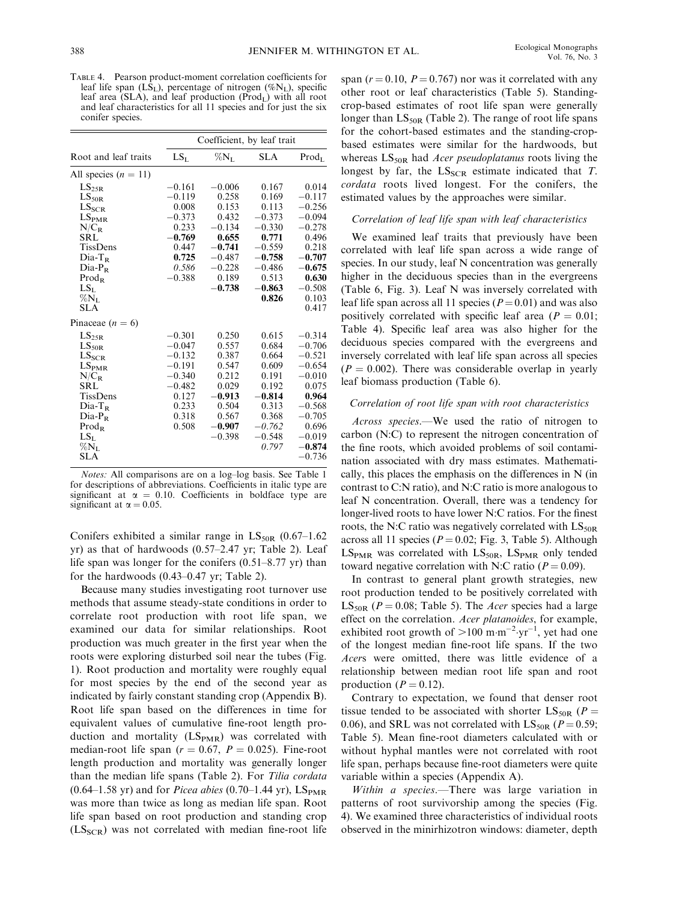TABLE 4. Pearson product-moment correlation coefficients for leaf life span ($LS_L$), percentage of nitrogen ($\%N_L$), specific leaf area (SLA), and leaf production ($Prod_L$) with all root and leaf characteristics for all 11 species and for just the six conifer species.

| Root and leaf traits | Coefficient, by leaf trait | | | |
|---|---|---|---|---|
| | $LS_L$ | $\%N_L$ | SLA | $Prod_L$ |
| All species ($n$ = 11) | | | | |
| $LS_{25R}$ | −0.161 | −0.006 | 0.167 | 0.014 |
| $LS_{50R}$ | −0.119 | 0.258 | 0.169 | −0.117 |
| $LS_{SCR}$ | 0.008 | 0.153 | 0.113 | −0.256 |
| $LS_{PMR}$ | −0.373 | 0.432 | −0.373 | −0.094 |
| $N/C_R$ | 0.233 | −0.134 | −0.330 | −0.278 |
| SRL | **−0.769** | **0.655** | **0.771** | 0.496 |
| TissDens | 0.447 | **−0.741** | −0.559 | 0.218 |
| $Dia\text{-}T_R$ | **0.725** | −0.487 | **−0.758** | **−0.707** |
| $Dia\text{-}P_R$ | *0.586* | −0.228 | −0.486 | **−0.675** |
| $Prod_R$ | −0.388 | 0.189 | 0.513 | **0.630** |
| $LS_L$ | | **−0.738** | **−0.863** | −0.508 |
| $\%N_L$ | | | **0.826** | 0.103 |
| SLA | | | | 0.417 |
| Pinaceae ($n$ = 6) | | | | |
| $LS_{25R}$ | −0.301 | 0.250 | 0.615 | −0.314 |
| $LS_{50R}$ | −0.047 | 0.557 | 0.684 | −0.706 |
| $LS_{SCR}$ | −0.132 | 0.387 | 0.664 | −0.521 |
| $LS_{PMR}$ | −0.191 | 0.547 | 0.609 | −0.654 |
| $N/C_R$ | −0.340 | 0.212 | 0.191 | −0.010 |
| SRL | −0.482 | 0.029 | 0.192 | 0.075 |
| TissDens | 0.127 | **−0.913** | **−0.814** | **0.964** |
| $Dia\text{-}T_R$ | 0.233 | 0.504 | 0.313 | −0.568 |
| $Dia\text{-}P_R$ | 0.318 | 0.567 | 0.368 | −0.705 |
| $Prod_R$ | 0.508 | **−0.907** | *−0.762* | 0.696 |
| $LS_L$ | | −0.398 | −0.548 | −0.019 |
| $\%N_L$ | | | *0.797* | **−0.874** |
| SLA | | | | −0.736 |

*Notes:* All comparisons are on a log–log basis. See Table 1 for descriptions of abbreviations. Coefficients in italic type are significant at $\alpha = 0.10$. Coefficients in boldface type are significant at $\alpha = 0.05$.

Conifers exhibited a similar range in $LS_{50R}$ (0.67–1.62 yr) as that of hardwoods (0.57–2.47 yr; Table 2). Leaf life span was longer for the conifers (0.51–8.77 yr) than for the hardwoods (0.43–0.47 yr; Table 2).

Because many studies investigating root turnover use methods that assume steady-state conditions in order to correlate root production with root life span, we examined our data for similar relationships. Root production was much greater in the first year when the roots were exploring disturbed soil near the tubes (Fig. 1). Root production and mortality were roughly equal for most species by the end of the second year as indicated by fairly constant standing crop (Appendix B). Root life span based on the differences in time for equivalent values of cumulative fine-root length production and mortality ($LS_{PMR}$) was correlated with median-root life span ($r = 0.67$, $P = 0.025$). Fine-root length production and mortality was generally longer than the median life spans (Table 2). For *Tilia cordata* (0.64–1.58 yr) and for *Picea abies* (0.70–1.44 yr), $LS_{PMR}$ was more than twice as long as median life span. Root life span based on root production and standing crop ($LS_{SCR}$) was not correlated with median fine-root life span ($r = 0.10$, $P = 0.767$) nor was it correlated with any other root or leaf characteristics (Table 5). Standing-crop-based estimates of root life span were generally longer than $LS_{50R}$ (Table 2). The range of root life spans for the cohort-based estimates and the standing-crop-based estimates were similar for the hardwoods, but whereas $LS_{50R}$ had *Acer pseudoplatanus* roots living the longest by far, the $LS_{SCR}$ estimate indicated that *T. cordata* roots lived longest. For the conifers, the estimated values by the approaches were similar.

### *Correlation of leaf life span with leaf characteristics*

We examined leaf traits that previously have been correlated with leaf life span across a wide range of species. In our study, leaf N concentration was generally higher in the deciduous species than in the evergreens (Table 6, Fig. 3). Leaf N was inversely correlated with leaf life span across all 11 species ($P = 0.01$) and was also positively correlated with specific leaf area ($P = 0.01$; Table 4). Specific leaf area was also higher for the deciduous species compared with the evergreens and inversely correlated with leaf life span across all species ($P = 0.002$). There was considerable overlap in yearly leaf biomass production (Table 6).

### *Correlation of root life span with root characteristics*

*Across species.*—We used the ratio of nitrogen to carbon (N:C) to represent the nitrogen concentration of the fine roots, which avoided problems of soil contamination associated with dry mass estimates. Mathematically, this places the emphasis on the differences in N (in contrast to C:N ratio), and N:C ratio is more analogous to leaf N concentration. Overall, there was a tendency for longer-lived roots to have lower N:C ratios. For the finest roots, the N:C ratio was negatively correlated with $LS_{50R}$ across all 11 species ($P = 0.02$; Fig. 3, Table 5). Although $LS_{PMR}$ was correlated with $LS_{50R}$, $LS_{PMR}$ only tended toward negative correlation with N:C ratio ($P = 0.09$).

In contrast to general plant growth strategies, new root production tended to be positively correlated with $LS_{50R}$ ($P = 0.08$; Table 5). The *Acer* species had a large effect on the correlation. *Acer platanoides*, for example, exhibited root growth of $>100\ m \cdot m^{-2} \cdot yr^{-1}$, yet had one of the longest median fine-root life spans. If the two *Acer*s were omitted, there was little evidence of a relationship between median root life span and root production ($P = 0.12$).

Contrary to expectation, we found that denser root tissue tended to be associated with shorter $LS_{50R}$ ($P = 0.06$), and SRL was not correlated with $LS_{50R}$ ($P = 0.59$; Table 5). Mean fine-root diameters calculated with or without hyphal mantles were not correlated with root life span, perhaps because fine-root diameters were quite variable within a species (Appendix A).

*Within a species.*—There was large variation in patterns of root survivorship among the species (Fig. 4). We examined three characteristics of individual roots observed in the minirhizotron windows: diameter, depth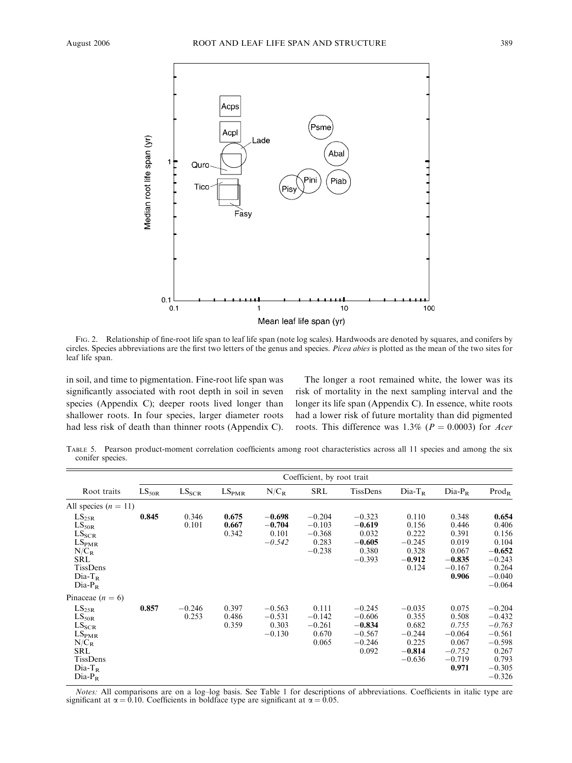Fig. 2. Relationship of fine-root life span to leaf life span (note log scales). Hardwoods are denoted by squares, and conifers by circles. Species abbreviations are the first two letters of the genus and species. *Picea abies* is plotted as the mean of the two sites for leaf life span.

in soil, and time to pigmentation. Fine-root life span was significantly associated with root depth in soil in seven species (Appendix C); deeper roots lived longer than shallower roots. In four species, larger diameter roots had less risk of death than thinner roots (Appendix C).

The longer a root remained white, the lower was its risk of mortality in the next sampling interval and the longer its life span (Appendix C). In essence, white roots had a lower risk of future mortality than did pigmented roots. This difference was 1.3% ($P = 0.0003$) for *Acer*

Table 5. Pearson product-moment correlation coefficients among root characteristics across all 11 species and among the six conifer species.

| Root traits | $LS_{50R}$ | $LS_{SCR}$ | $LS_{PMR}$ | $N/C_R$ | SRL | TissDens | Dia-$T_R$ | Dia-$P_R$ | $Prod_R$ |
|---|---|---|---|---|---|---|---|---|---|
| All species ($n = 11$) | | | | | | | | | |
| $LS_{25R}$ | **0.845** | 0.346 | **0.675** | **−0.698** | −0.204 | −0.323 | 0.110 | 0.348 | **0.654** |
| $LS_{50R}$ | | 0.101 | **0.667** | **−0.704** | −0.103 | **−0.619** | 0.156 | 0.446 | 0.406 |
| $LS_{SCR}$ | | | 0.342 | 0.101 | −0.368 | 0.032 | 0.222 | 0.391 | 0.156 |
| $LS_{PMR}$ | | | | *−0.542* | 0.283 | **−0.605** | −0.245 | 0.019 | 0.104 |
| $N/C_R$ | | | | | −0.238 | 0.380 | 0.328 | 0.067 | **−0.652** |
| SRL | | | | | | −0.393 | **−0.912** | **−0.835** | −0.243 |
| TissDens | | | | | | | 0.124 | −0.167 | 0.264 |
| Dia-$T_R$ | | | | | | | | **0.906** | −0.040 |
| Dia-$P_R$ | | | | | | | | | −0.064 |
| Pinaceae ($n = 6$) | | | | | | | | | |
| $LS_{25R}$ | **0.857** | −0.246 | 0.397 | −0.563 | 0.111 | −0.245 | −0.035 | 0.075 | −0.204 |
| $LS_{50R}$ | | 0.253 | 0.486 | −0.531 | −0.142 | −0.606 | 0.355 | 0.508 | −0.432 |
| $LS_{SCR}$ | | | 0.359 | 0.303 | −0.261 | **−0.834** | 0.682 | *0.755* | *−0.763* |
| $LS_{PMR}$ | | | | −0.130 | 0.670 | −0.567 | −0.244 | −0.064 | −0.561 |
| $N/C_R$ | | | | | 0.065 | −0.246 | 0.225 | 0.067 | −0.598 |
| SRL | | | | | | 0.092 | **−0.814** | *−0.752* | 0.267 |
| TissDens | | | | | | | −0.636 | −0.719 | 0.793 |
| Dia-$T_R$ | | | | | | | | **0.971** | −0.305 |
| Dia-$P_R$ | | | | | | | | | −0.326 |

*Notes:* All comparisons are on a log–log basis. See Table 1 for descriptions of abbreviations. Coefficients in italic type are significant at $\alpha = 0.10$. Coefficients in boldface type are significant at $\alpha = 0.05$.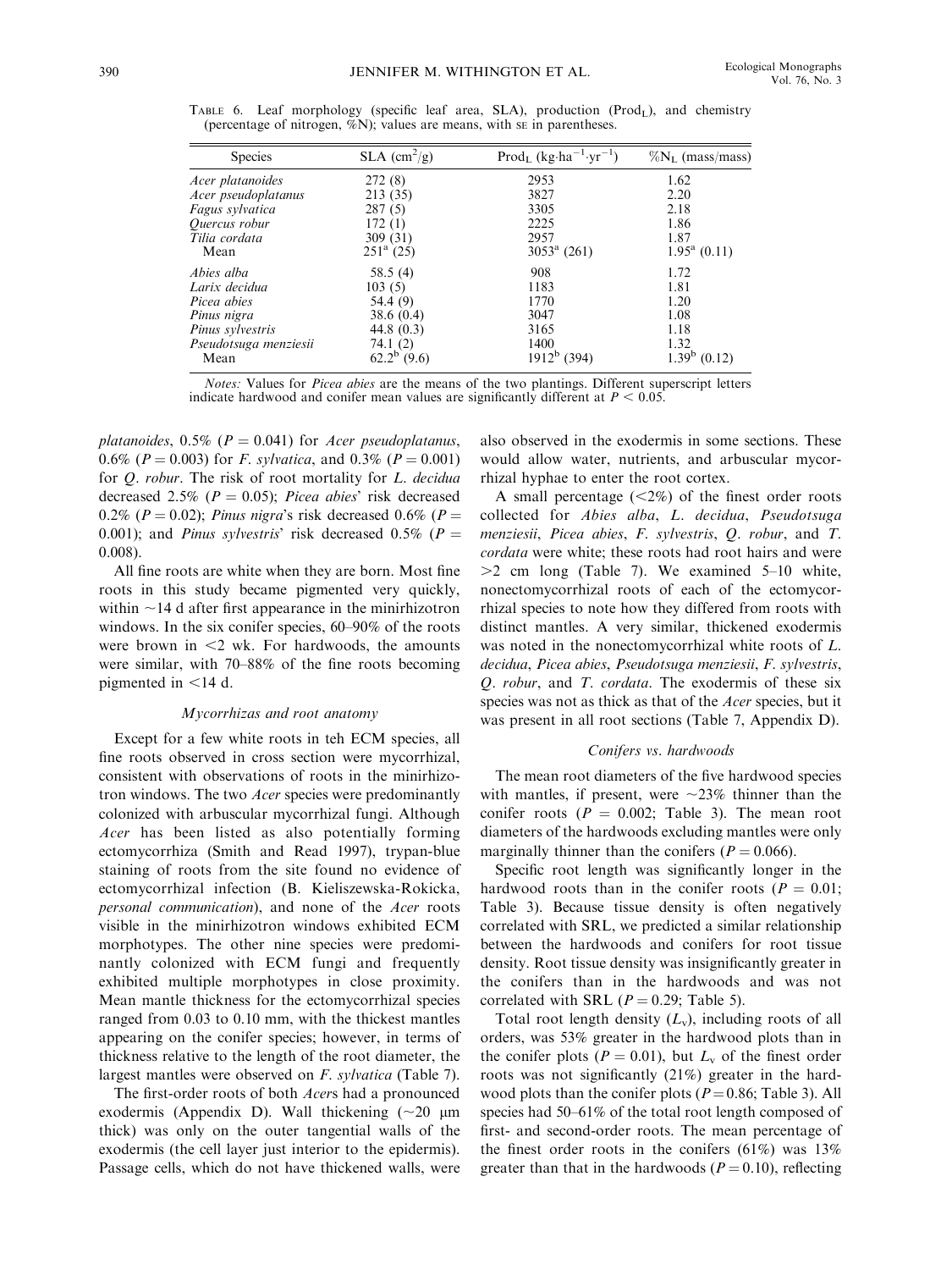TABLE 6. Leaf morphology (specific leaf area, SLA), production ($Prod_L$), and chemistry (percentage of nitrogen, $\%N$); values are means, with SE in parentheses.

| Species | SLA ($cm^2/g$) | $Prod_L$ ($kg \cdot ha^{-1} \cdot yr^{-1}$) | $\%N_L$ (mass/mass) |
|---|---|---|---|
| *Acer platanoides* | 272 (8) | 2953 | 1.62 |
| *Acer pseudoplatanus* | 213 (35) | 3827 | 2.20 |
| *Fagus sylvatica* | 287 (5) | 3305 | 2.18 |
| *Quercus robur* | 172 (1) | 2225 | 1.86 |
| *Tilia cordata* | 309 (31) | 2957 | 1.87 |
| Mean | $251^a$ (25) | $3053^a$ (261) | $1.95^a$ (0.11) |
| *Abies alba* | 58.5 (4) | 908 | 1.72 |
| *Larix decidua* | 103 (5) | 1183 | 1.81 |
| *Picea abies* | 54.4 (9) | 1770 | 1.20 |
| *Pinus nigra* | 38.6 (0.4) | 3047 | 1.08 |
| *Pinus sylvestris* | 44.8 (0.3) | 3165 | 1.18 |
| *Pseudotsuga menziesii* | 74.1 (2) | 1400 | 1.32 |
| Mean | $62.2^b$ (9.6) | $1912^b$ (394) | $1.39^b$ (0.12) |

*Notes:* Values for *Picea abies* are the means of the two plantings. Different superscript letters indicate hardwood and conifer mean values are significantly different at $P < 0.05$.

*platanoides*, 0.5% ($P = 0.041$) for *Acer pseudoplatanus*, 0.6% ($P = 0.003$) for *F. sylvatica*, and 0.3% ($P = 0.001$) for *Q. robur*. The risk of root mortality for *L. decidua* decreased 2.5% ($P = 0.05$); *Picea abies*' risk decreased 0.2% ($P = 0.02$); *Pinus nigra*'s risk decreased 0.6% ($P = 0.001$); and *Pinus sylvestris*' risk decreased 0.5% ($P = 0.008$).

All fine roots are white when they are born. Most fine roots in this study became pigmented very quickly, within ~14 d after first appearance in the minirhizotron windows. In the six conifer species, 60–90% of the roots were brown in <2 wk. For hardwoods, the amounts were similar, with 70–88% of the fine roots becoming pigmented in <14 d.

### *Mycorrhizas and root anatomy*

Except for a few white roots in teh ECM species, all fine roots observed in cross section were mycorrhizal, consistent with observations of roots in the minirhizotron windows. The two *Acer* species were predominantly colonized with arbuscular mycorrhizal fungi. Although *Acer* has been listed as also potentially forming ectomycorrhiza (Smith and Read 1997), trypan-blue staining of roots from the site found no evidence of ectomycorrhizal infection (B. Kieliszewska-Rokicka, *personal communication*), and none of the *Acer* roots visible in the minirhizotron windows exhibited ECM morphotypes. The other nine species were predominantly colonized with ECM fungi and frequently exhibited multiple morphotypes in close proximity. Mean mantle thickness for the ectomycorrhizal species ranged from 0.03 to 0.10 mm, with the thickest mantles appearing on the conifer species; however, in terms of thickness relative to the length of the root diameter, the largest mantles were observed on *F. sylvatica* (Table 7).

The first-order roots of both *Acer*s had a pronounced exodermis (Appendix D). Wall thickening (~20 μm thick) was only on the outer tangential walls of the exodermis (the cell layer just interior to the epidermis). Passage cells, which do not have thickened walls, were also observed in the exodermis in some sections. These would allow water, nutrients, and arbuscular mycorrhizal hyphae to enter the root cortex.

A small percentage (<2%) of the finest order roots collected for *Abies alba*, *L. decidua*, *Pseudotsuga menziesii*, *Picea abies*, *F. sylvestris*, *Q. robur*, and *T. cordata* were white; these roots had root hairs and were >2 cm long (Table 7). We examined 5–10 white, nonectomycorrhizal roots of each of the ectomycorrhizal species to note how they differed from roots with distinct mantles. A very similar, thickened exodermis was noted in the nonectomycorrhizal white roots of *L. decidua*, *Picea abies*, *Pseudotsuga menziesii*, *F. sylvestris*, *Q. robur*, and *T. cordata*. The exodermis of these six species was not as thick as that of the *Acer* species, but it was present in all root sections (Table 7, Appendix D).

### *Conifers vs. hardwoods*

The mean root diameters of the five hardwood species with mantles, if present, were ~23% thinner than the conifer roots ($P = 0.002$; Table 3). The mean root diameters of the hardwoods excluding mantles were only marginally thinner than the conifers ($P = 0.066$).

Specific root length was significantly longer in the hardwood roots than in the conifer roots ($P = 0.01$; Table 3). Because tissue density is often negatively correlated with SRL, we predicted a similar relationship between the hardwoods and conifers for root tissue density. Root tissue density was insignificantly greater in the conifers than in the hardwoods and was not correlated with SRL ($P = 0.29$; Table 5).

Total root length density ($L_v$), including roots of all orders, was 53% greater in the hardwood plots than in the conifer plots ($P = 0.01$), but $L_v$ of the finest order roots was not significantly (21%) greater in the hardwood plots than the conifer plots ($P = 0.86$; Table 3). All species had 50–61% of the total root length composed of first- and second-order roots. The mean percentage of the finest order roots in the conifers (61%) was 13% greater than that in the hardwoods ($P = 0.10$), reflecting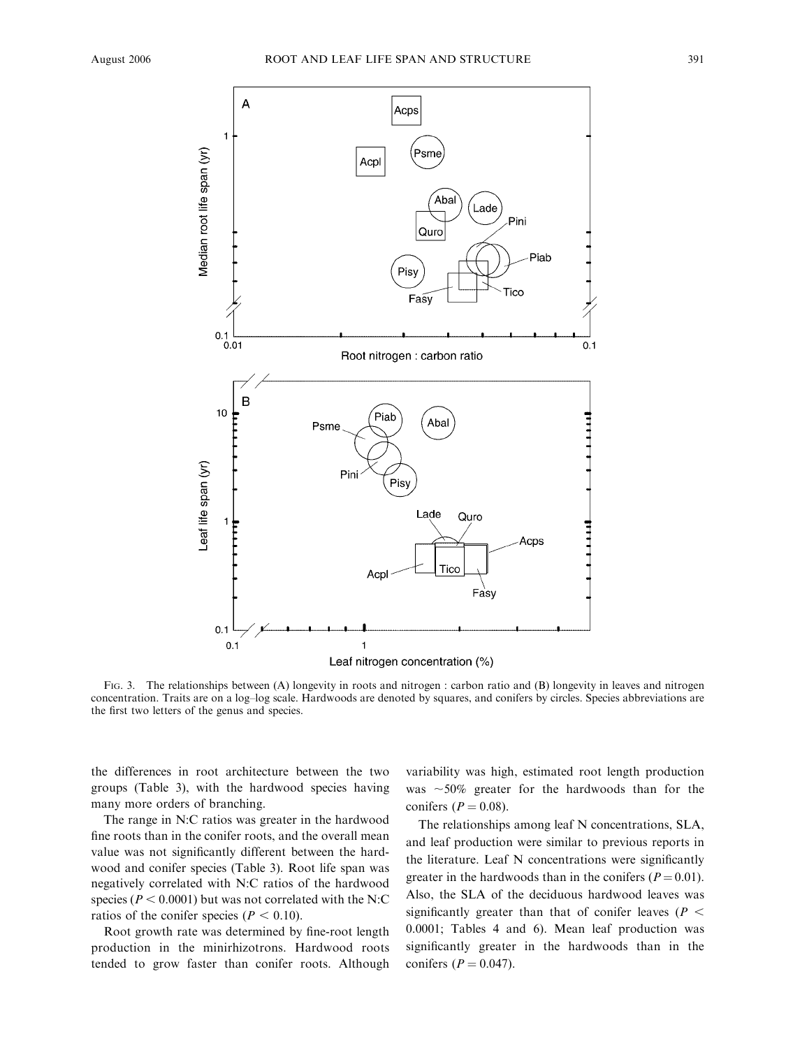FIG. 3. The relationships between (A) longevity in roots and nitrogen : carbon ratio and (B) longevity in leaves and nitrogen concentration. Traits are on a log–log scale. Hardwoods are denoted by squares, and conifers by circles. Species abbreviations are the first two letters of the genus and species.

the differences in root architecture between the two groups (Table 3), with the hardwood species having many more orders of branching.

The range in N:C ratios was greater in the hardwood fine roots than in the conifer roots, and the overall mean value was not significantly different between the hardwood and conifer species (Table 3). Root life span was negatively correlated with N:C ratios of the hardwood species ($P < 0.0001$) but was not correlated with the N:C ratios of the conifer species ($P < 0.10$).

Root growth rate was determined by fine-root length production in the minirhizotrons. Hardwood roots tended to grow faster than conifer roots. Although variability was high, estimated root length production was ~50% greater for the hardwoods than for the conifers ($P = 0.08$).

The relationships among leaf N concentrations, SLA, and leaf production were similar to previous reports in the literature. Leaf N concentrations were significantly greater in the hardwoods than in the conifers ($P = 0.01$). Also, the SLA of the deciduous hardwood leaves was significantly greater than that of conifer leaves ($P < 0.0001$; Tables 4 and 6). Mean leaf production was significantly greater in the hardwoods than in the conifers ($P = 0.047$).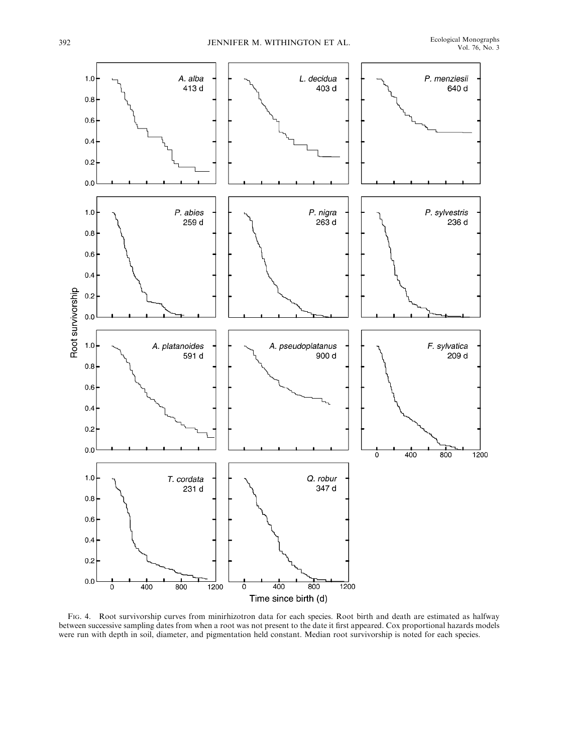Fig. 4. Root survivorship curves from minirhizotron data for each species. Root birth and death are estimated as halfway between successive sampling dates from when a root was not present to the date it first appeared. Cox proportional hazards models were run with depth in soil, diameter, and pigmentation held constant. Median root survivorship is noted for each species.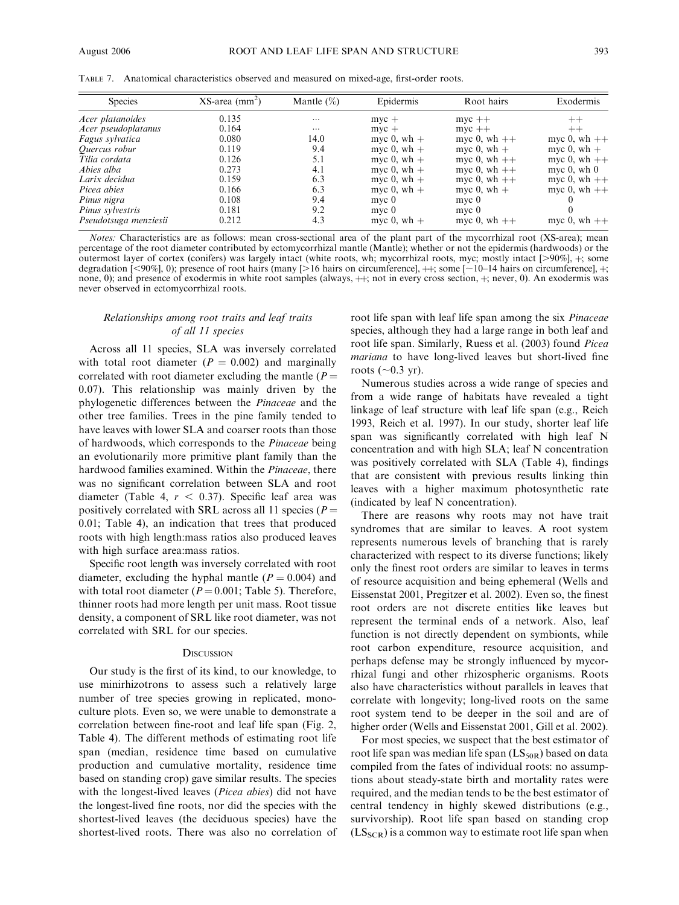TABLE 7. Anatomical characteristics observed and measured on mixed-age, first-order roots.

| Species | XS-area (mm$^2$) | Mantle (%) | Epidermis | Root hairs | Exodermis |
|---|---|---|---|---|---|
| *Acer platanoides* | 0.135 | ... | myc + | myc ++ | ++ |
| *Acer pseudoplatanus* | 0.164 | ... | myc + | myc ++ | ++ |
| *Fagus sylvatica* | 0.080 | 14.0 | myc 0, wh + | myc 0, wh ++ | myc 0, wh ++ |
| *Quercus robur* | 0.119 | 9.4 | myc 0, wh + | myc 0, wh + | myc 0, wh + |
| *Tilia cordata* | 0.126 | 5.1 | myc 0, wh + | myc 0, wh ++ | myc 0, wh ++ |
| *Abies alba* | 0.273 | 4.1 | myc 0, wh + | myc 0, wh ++ | myc 0, wh 0 |
| *Larix decidua* | 0.159 | 6.3 | myc 0, wh + | myc 0, wh ++ | myc 0, wh ++ |
| *Picea abies* | 0.166 | 6.3 | myc 0, wh + | myc 0, wh + | myc 0, wh ++ |
| *Pinus nigra* | 0.108 | 9.4 | myc 0 | myc 0 | 0 |
| *Pinus sylvestris* | 0.181 | 9.2 | myc 0 | myc 0 | 0 |
| *Pseudotsuga menziesii* | 0.212 | 4.3 | myc 0, wh + | myc 0, wh ++ | myc 0, wh ++ |

*Notes:* Characteristics are as follows: mean cross-sectional area of the plant part of the mycorrhizal root (XS-area); mean percentage of the root diameter contributed by ectomycorrhizal mantle (Mantle); whether or not the epidermis (hardwoods) or the outermost layer of cortex (conifers) was largely intact (white roots, wh; mycorrhizal roots, myc; mostly intact [>90%], +; some degradation [<90%], 0); presence of root hairs (many [>16 hairs on circumference], ++; some [~10–14 hairs on circumference], +; none, 0); and presence of exodermis in white root samples (always, ++; not in every cross section, +; never, 0). An exodermis was never observed in ectomycorrhizal roots.

### *Relationships among root traits and leaf traits of all 11 species*

Across all 11 species, SLA was inversely correlated with total root diameter ($P = 0.002$) and marginally correlated with root diameter excluding the mantle ($P = 0.07$). This relationship was mainly driven by the phylogenetic differences between the *Pinaceae* and the other tree families. Trees in the pine family tended to have leaves with lower SLA and coarser roots than those of hardwoods, which corresponds to the *Pinaceae* being an evolutionarily more primitive plant family than the hardwood families examined. Within the *Pinaceae*, there was no significant correlation between SLA and root diameter (Table 4, $r < 0.37$). Specific leaf area was positively correlated with SRL across all 11 species ($P = 0.01$; Table 4), an indication that trees that produced roots with high length:mass ratios also produced leaves with high surface area:mass ratios.

Specific root length was inversely correlated with root diameter, excluding the hyphal mantle ($P = 0.004$) and with total root diameter ($P = 0.001$; Table 5). Therefore, thinner roots had more length per unit mass. Root tissue density, a component of SRL like root diameter, was not correlated with SRL for our species.

## DISCUSSION

Our study is the first of its kind, to our knowledge, to use minirhizotrons to assess such a relatively large number of tree species growing in replicated, monoculture plots. Even so, we were unable to demonstrate a correlation between fine-root and leaf life span (Fig. 2, Table 4). The different methods of estimating root life span (median, residence time based on cumulative production and cumulative mortality, residence time based on standing crop) gave similar results. The species with the longest-lived leaves (*Picea abies*) did not have the longest-lived fine roots, nor did the species with the shortest-lived leaves (the deciduous species) have the shortest-lived roots. There was also no correlation of root life span with leaf life span among the six *Pinaceae* species, although they had a large range in both leaf and root life span. Similarly, Ruess et al. (2003) found *Picea mariana* to have long-lived leaves but short-lived fine roots (~0.3 yr).

Numerous studies across a wide range of species and from a wide range of habitats have revealed a tight linkage of leaf structure with leaf life span (e.g., Reich 1993, Reich et al. 1997). In our study, shorter leaf life span was significantly correlated with high leaf N concentration and with high SLA; leaf N concentration was positively correlated with SLA (Table 4), findings that are consistent with previous results linking thin leaves with a higher maximum photosynthetic rate (indicated by leaf N concentration).

There are reasons why roots may not have trait syndromes that are similar to leaves. A root system represents numerous levels of branching that is rarely characterized with respect to its diverse functions; likely only the finest root orders are similar to leaves in terms of resource acquisition and being ephemeral (Wells and Eissenstat 2001, Pregitzer et al. 2002). Even so, the finest root orders are not discrete entities like leaves but represent the terminal ends of a network. Also, leaf function is not directly dependent on symbionts, while root carbon expenditure, resource acquisition, and perhaps defense may be strongly influenced by mycorrhizal fungi and other rhizospheric organisms. Roots also have characteristics without parallels in leaves that correlate with longevity; long-lived roots on the same root system tend to be deeper in the soil and are of higher order (Wells and Eissenstat 2001, Gill et al. 2002).

For most species, we suspect that the best estimator of root life span was median life span ($LS_{50R}$) based on data compiled from the fates of individual roots: no assumptions about steady-state birth and mortality rates were required, and the median tends to be the best estimator of central tendency in highly skewed distributions (e.g., survivorship). Root life span based on standing crop ($LS_{SCR}$) is a common way to estimate root life span when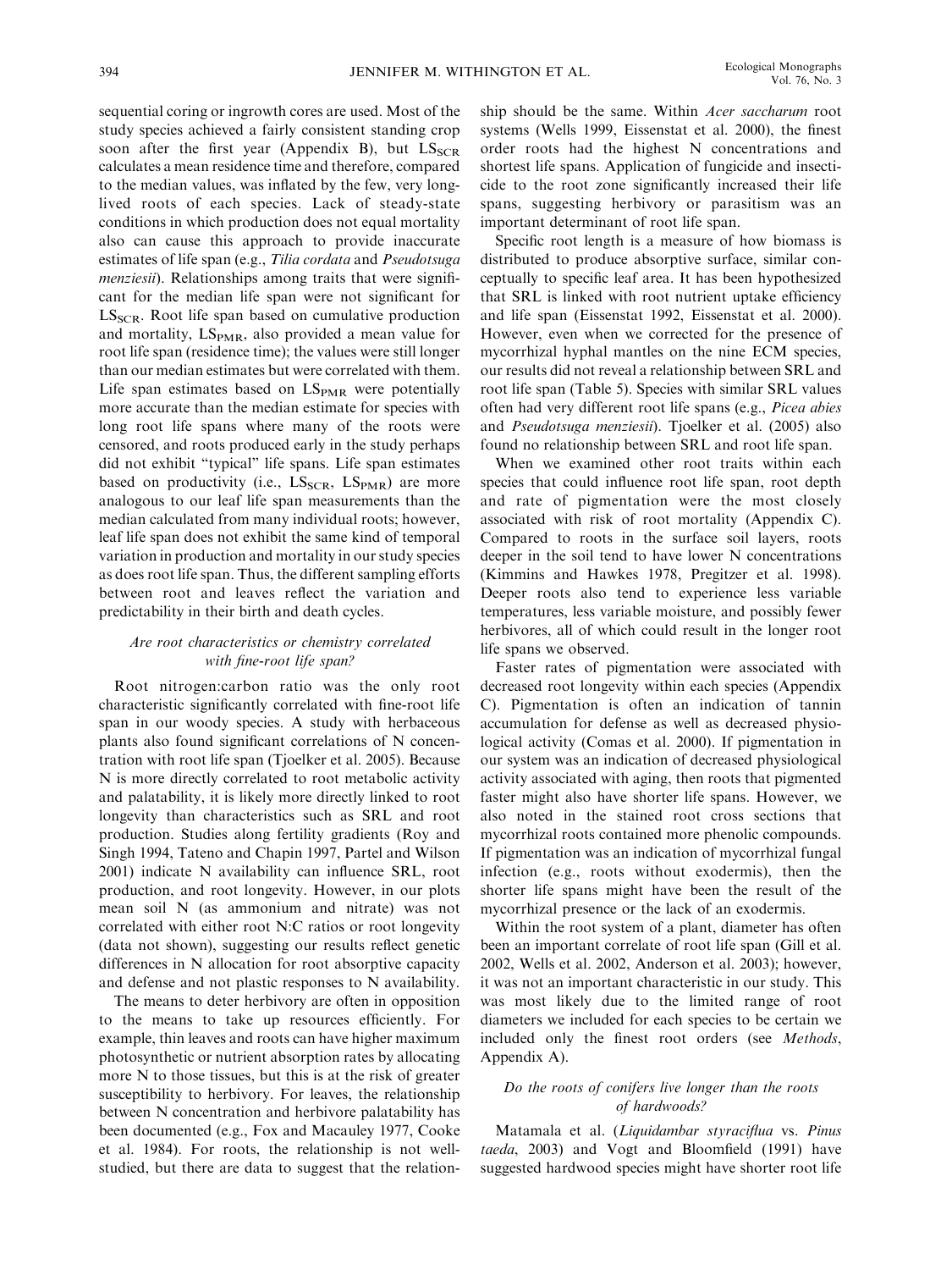sequential coring or ingrowth cores are used. Most of the study species achieved a fairly consistent standing crop soon after the first year (Appendix B), but $LS_{SCR}$ calculates a mean residence time and therefore, compared to the median values, was inflated by the few, very long-lived roots of each species. Lack of steady-state conditions in which production does not equal mortality also can cause this approach to provide inaccurate estimates of life span (e.g., *Tilia cordata* and *Pseudotsuga menziesii*). Relationships among traits that were significant for the median life span were not significant for $LS_{SCR}$. Root life span based on cumulative production and mortality, $LS_{PMR}$, also provided a mean value for root life span (residence time); the values were still longer than our median estimates but were correlated with them. Life span estimates based on $LS_{PMR}$ were potentially more accurate than the median estimate for species with long root life spans where many of the roots were censored, and roots produced early in the study perhaps did not exhibit "typical" life spans. Life span estimates based on productivity (i.e., $LS_{SCR}$, $LS_{PMR}$) are more analogous to our leaf life span measurements than the median calculated from many individual roots; however, leaf life span does not exhibit the same kind of temporal variation in production and mortality in our study species as does root life span. Thus, the different sampling efforts between root and leaves reflect the variation and predictability in their birth and death cycles.

### *Are root characteristics or chemistry correlated with fine-root life span?*

Root nitrogen:carbon ratio was the only root characteristic significantly correlated with fine-root life span in our woody species. A study with herbaceous plants also found significant correlations of N concentration with root life span (Tjoelker et al. 2005). Because N is more directly correlated to root metabolic activity and palatability, it is likely more directly linked to root longevity than characteristics such as SRL and root production. Studies along fertility gradients (Roy and Singh 1994, Tateno and Chapin 1997, Partel and Wilson 2001) indicate N availability can influence SRL, root production, and root longevity. However, in our plots mean soil N (as ammonium and nitrate) was not correlated with either root N:C ratios or root longevity (data not shown), suggesting our results reflect genetic differences in N allocation for root absorptive capacity and defense and not plastic responses to N availability.

The means to deter herbivory are often in opposition to the means to take up resources efficiently. For example, thin leaves and roots can have higher maximum photosynthetic or nutrient absorption rates by allocating more N to those tissues, but this is at the risk of greater susceptibility to herbivory. For leaves, the relationship between N concentration and herbivore palatability has been documented (e.g., Fox and Macauley 1977, Cooke et al. 1984). For roots, the relationship is not well-studied, but there are data to suggest that the relationship should be the same. Within *Acer saccharum* root systems (Wells 1999, Eissenstat et al. 2000), the finest order roots had the highest N concentrations and shortest life spans. Application of fungicide and insecticide to the root zone significantly increased their life spans, suggesting herbivory or parasitism was an important determinant of root life span.

Specific root length is a measure of how biomass is distributed to produce absorptive surface, similar conceptually to specific leaf area. It has been hypothesized that SRL is linked with root nutrient uptake efficiency and life span (Eissenstat 1992, Eissenstat et al. 2000). However, even when we corrected for the presence of mycorrhizal hyphal mantles on the nine ECM species, our results did not reveal a relationship between SRL and root life span (Table 5). Species with similar SRL values often had very different root life spans (e.g., *Picea abies* and *Pseudotsuga menziesii*). Tjoelker et al. (2005) also found no relationship between SRL and root life span.

When we examined other root traits within each species that could influence root life span, root depth and rate of pigmentation were the most closely associated with risk of root mortality (Appendix C). Compared to roots in the surface soil layers, roots deeper in the soil tend to have lower N concentrations (Kimmins and Hawkes 1978, Pregitzer et al. 1998). Deeper roots also tend to experience less variable temperatures, less variable moisture, and possibly fewer herbivores, all of which could result in the longer root life spans we observed.

Faster rates of pigmentation were associated with decreased root longevity within each species (Appendix C). Pigmentation is often an indication of tannin accumulation for defense as well as decreased physiological activity (Comas et al. 2000). If pigmentation in our system was an indication of decreased physiological activity associated with aging, then roots that pigmented faster might also have shorter life spans. However, we also noted in the stained root cross sections that mycorrhizal roots contained more phenolic compounds. If pigmentation was an indication of mycorrhizal fungal infection (e.g., roots without exodermis), then the shorter life spans might have been the result of the mycorrhizal presence or the lack of an exodermis.

Within the root system of a plant, diameter has often been an important correlate of root life span (Gill et al. 2002, Wells et al. 2002, Anderson et al. 2003); however, it was not an important characteristic in our study. This was most likely due to the limited range of root diameters we included for each species to be certain we included only the finest root orders (see *Methods*, Appendix A).

### *Do the roots of conifers live longer than the roots of hardwoods?*

Matamala et al. (*Liquidambar styraciflua* vs. *Pinus taeda*, 2003) and Vogt and Bloomfield (1991) have suggested hardwood species might have shorter root life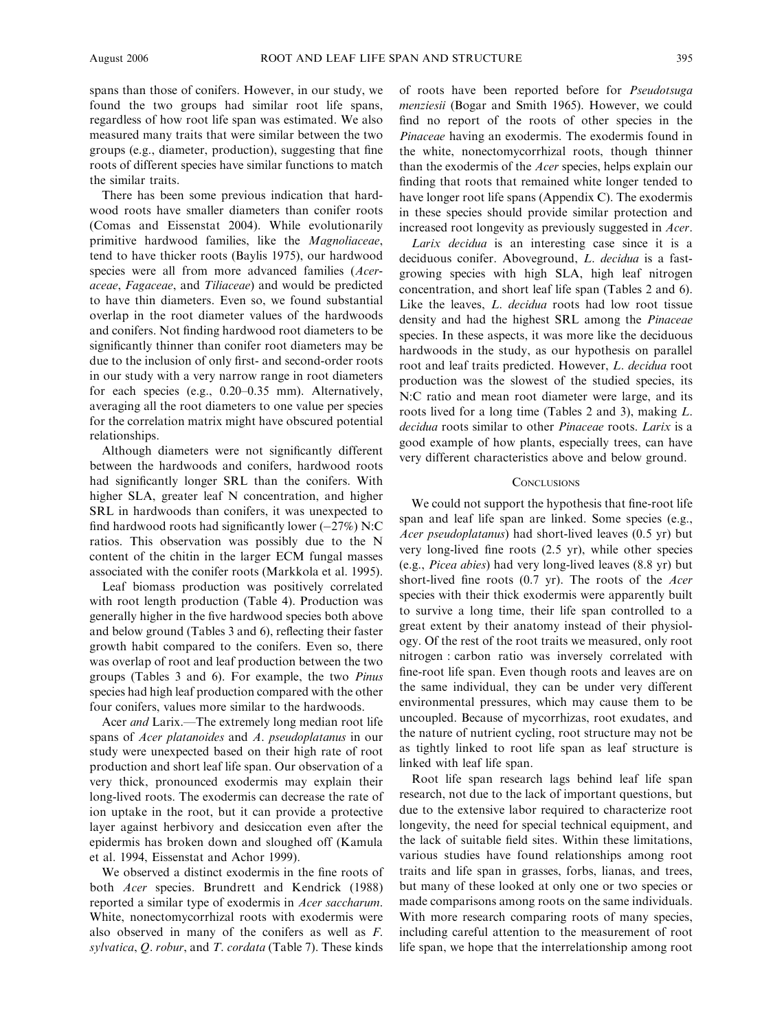spans than those of conifers. However, in our study, we found the two groups had similar root life spans, regardless of how root life span was estimated. We also measured many traits that were similar between the two groups (e.g., diameter, production), suggesting that fine roots of different species have similar functions to match the similar traits.

There has been some previous indication that hardwood roots have smaller diameters than conifer roots (Comas and Eissenstat 2004). While evolutionarily primitive hardwood families, like the *Magnoliaceae*, tend to have thicker roots (Baylis 1975), our hardwood species were all from more advanced families (*Aceraceae*, *Fagaceae*, and *Tiliaceae*) and would be predicted to have thin diameters. Even so, we found substantial overlap in the root diameter values of the hardwoods and conifers. Not finding hardwood root diameters to be significantly thinner than conifer root diameters may be due to the inclusion of only first- and second-order roots in our study with a very narrow range in root diameters for each species (e.g., 0.20–0.35 mm). Alternatively, averaging all the root diameters to one value per species for the correlation matrix might have obscured potential relationships.

Although diameters were not significantly different between the hardwoods and conifers, hardwood roots had significantly longer SRL than the conifers. With higher SLA, greater leaf N concentration, and higher SRL in hardwoods than conifers, it was unexpected to find hardwood roots had significantly lower (−27%) N:C ratios. This observation was possibly due to the N content of the chitin in the larger ECM fungal masses associated with the conifer roots (Markkola et al. 1995).

Leaf biomass production was positively correlated with root length production (Table 4). Production was generally higher in the five hardwood species both above and below ground (Tables 3 and 6), reflecting their faster growth habit compared to the conifers. Even so, there was overlap of root and leaf production between the two groups (Tables 3 and 6). For example, the two *Pinus* species had high leaf production compared with the other four conifers, values more similar to the hardwoods.

*Acer and Larix*.—The extremely long median root life spans of *Acer platanoides* and *A. pseudoplatanus* in our study were unexpected based on their high rate of root production and short leaf life span. Our observation of a very thick, pronounced exodermis may explain their long-lived roots. The exodermis can decrease the rate of ion uptake in the root, but it can provide a protective layer against herbivory and desiccation even after the epidermis has broken down and sloughed off (Kamula et al. 1994, Eissenstat and Achor 1999).

We observed a distinct exodermis in the fine roots of both *Acer* species. Brundrett and Kendrick (1988) reported a similar type of exodermis in *Acer saccharum*. White, nonectomycorrhizal roots with exodermis were also observed in many of the conifers as well as *F. sylvatica*, *Q. robur*, and *T. cordata* (Table 7). These kinds of roots have been reported before for *Pseudotsuga menziesii* (Bogar and Smith 1965). However, we could find no report of the roots of other species in the *Pinaceae* having an exodermis. The exodermis found in the white, nonectomycorrhizal roots, though thinner than the exodermis of the *Acer* species, helps explain our finding that roots that remained white longer tended to have longer root life spans (Appendix C). The exodermis in these species should provide similar protection and increased root longevity as previously suggested in *Acer*.

*Larix decidua* is an interesting case since it is a deciduous conifer. Aboveground, *L. decidua* is a fast-growing species with high SLA, high leaf nitrogen concentration, and short leaf life span (Tables 2 and 6). Like the leaves, *L. decidua* roots had low root tissue density and had the highest SRL among the *Pinaceae* species. In these aspects, it was more like the deciduous hardwoods in the study, as our hypothesis on parallel root and leaf traits predicted. However, *L. decidua* root production was the slowest of the studied species, its N:C ratio and mean root diameter were large, and its roots lived for a long time (Tables 2 and 3), making *L. decidua* roots similar to other *Pinaceae* roots. *Larix* is a good example of how plants, especially trees, can have very different characteristics above and below ground.

## Conclusions

We could not support the hypothesis that fine-root life span and leaf life span are linked. Some species (e.g., *Acer pseudoplatanus*) had short-lived leaves (0.5 yr) but very long-lived fine roots (2.5 yr), while other species (e.g., *Picea abies*) had very long-lived leaves (8.8 yr) but short-lived fine roots (0.7 yr). The roots of the *Acer* species with their thick exodermis were apparently built to survive a long time, their life span controlled to a great extent by their anatomy instead of their physiology. Of the rest of the root traits we measured, only root nitrogen : carbon ratio was inversely correlated with fine-root life span. Even though roots and leaves are on the same individual, they can be under very different environmental pressures, which may cause them to be uncoupled. Because of mycorrhizas, root exudates, and the nature of nutrient cycling, root structure may not be as tightly linked to root life span as leaf structure is linked with leaf life span.

Root life span research lags behind leaf life span research, not due to the lack of important questions, but due to the extensive labor required to characterize root longevity, the need for special technical equipment, and the lack of suitable field sites. Within these limitations, various studies have found relationships among root traits and life span in grasses, forbs, lianas, and trees, but many of these looked at only one or two species or made comparisons among roots on the same individuals. With more research comparing roots of many species, including careful attention to the measurement of root life span, we hope that the interrelationship among root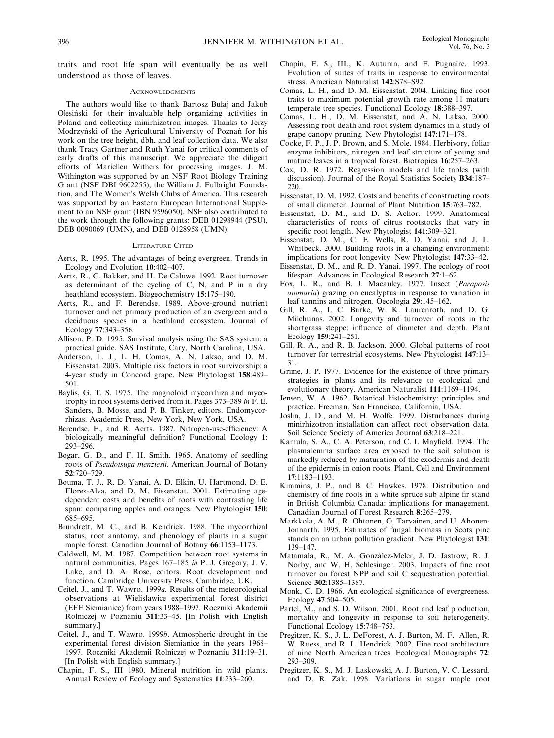traits and root life span will eventually be as well understood as those of leaves.

## Acknowledgments

The authors would like to thank Bartosz Bułaj and Jakub Olesiński for their invaluable help organizing activities in Poland and collecting minirhizotron images. Thanks to Jerzy Modrzyński of the Agricultural University of Poznań for his work on the tree height, dbh, and leaf collection data. We also thank Tracy Gartner and Ruth Yanai for critical comments of early drafts of this manuscript. We appreciate the diligent efforts of Mariellen Withers for processing images. J. M. Withington was supported by an NSF Root Biology Training Grant (NSF DBI 9602255), the William J. Fulbright Foundation, and The Women's Welsh Clubs of America. This research was supported by an Eastern European International Supplement to an NSF grant (IBN 9596050). NSF also contributed to the work through the following grants: DEB 01298944 (PSU), DEB 0090069 (UMN), and DEB 0128958 (UMN).

## Literature Cited

Aerts, R. 1995. The advantages of being evergreen. Trends in Ecology and Evolution **10**:402–407.

Aerts, R., C. Bakker, and H. De Caluwe. 1992. Root turnover as determinant of the cycling of C, N, and P in a dry heathland ecosystem. Biogeochemistry **15**:175–190.

Aerts, R., and F. Berendse. 1989. Above-ground nutrient turnover and net primary production of an evergreen and a deciduous species in a heathland ecosystem. Journal of Ecology **77**:343–356.

Allison, P. D. 1995. Survival analysis using the SAS system: a practical guide. SAS Institute, Cary, North Carolina, USA.

Anderson, L. J., L. H. Comas, A. N. Lakso, and D. M. Eissenstat. 2003. Multiple risk factors in root survivorship: a 4-year study in Concord grape. New Phytologist **158**:489–501.

Baylis, G. T. S. 1975. The magnoloid mycorrhiza and mycotrophy in root systems derived from it. Pages 373–389 *in* F. E. Sanders, B. Mosse, and P. B. Tinker, editors. Endomycorrhizas. Academic Press, New York, New York, USA.

Berendse, F., and R. Aerts. 1987. Nitrogen-use-efficiency: A biologically meaningful definition? Functional Ecology **1**: 293–296.

Bogar, G. D., and F. H. Smith. 1965. Anatomy of seedling roots of *Pseudotsuga menziesii*. American Journal of Botany **52**:720–729.

Bouma, T. J., R. D. Yanai, A. D. Elkin, U. Hartmond, D. E. Flores-Alva, and D. M. Eissenstat. 2001. Estimating age-dependent costs and benefits of roots with contrasting life span: comparing apples and oranges. New Phytologist **150**: 685–695.

Brundrett, M. C., and B. Kendrick. 1988. The mycorrhizal status, root anatomy, and phenology of plants in a sugar maple forest. Canadian Journal of Botany **66**:1153–1173.

Caldwell, M. M. 1987. Competition between root systems in natural communities. Pages 167–185 *in* P. J. Gregory, J. V. Lake, and D. A. Rose, editors. Root development and function. Cambridge University Press, Cambridge, UK.

Ceitel, J., and T. Wawro. 1999*a*. Results of the meteorological observations at Wielislawice experimental forest district (EFE Siemianice) from years 1988–1997. Roczniki Akademii Rolniczej w Poznaniu **311**:33–45. [In Polish with English summary.]

Ceitel, J., and T. Wawro. 1999*b*. Atmospheric drought in the experimental forest division Siemianice in the years 1968–1997. Roczniki Akademii Rolniczej w Poznaniu **311**:19–31. [In Polish with English summary.]

Chapin, F. S., III 1980. Mineral nutrition in wild plants. Annual Review of Ecology and Systematics **11**:233–260.

Chapin, F. S., III., K. Autumn, and F. Pugnaire. 1993. Evolution of suites of traits in response to environmental stress. American Naturalist **142**:S78–S92.

Comas, L. H., and D. M. Eissenstat. 2004. Linking fine root traits to maximum potential growth rate among 11 mature temperate tree species. Functional Ecology **18**:388–397.

Comas, L. H., D. M. Eissenstat, and A. N. Lakso. 2000. Assessing root death and root system dynamics in a study of grape canopy pruning. New Phytologist **147**:171–178.

Cooke, F. P., J. P. Brown, and S. Mole. 1984. Herbivory, foliar enzyme inhibitors, nitrogen and leaf structure of young and mature leaves in a tropical forest. Biotropica **16**:257–263.

Cox, D. R. 1972. Regression models and life tables (with discussion). Journal of the Royal Statistics Society **B34**:187–220.

Eissenstat, D. M. 1992. Costs and benefits of constructing roots of small diameter. Journal of Plant Nutrition **15**:763–782.

Eissenstat, D. M., and D. S. Achor. 1999. Anatomical characteristics of roots of citrus rootstocks that vary in specific root length. New Phytologist **141**:309–321.

Eissenstat, D. M., C. E. Wells, R. D. Yanai, and J. L. Whitbeck. 2000. Building roots in a changing environment: implications for root longevity. New Phytologist **147**:33–42.

Eissenstat, D. M., and R. D. Yanai. 1997. The ecology of root lifespan. Advances in Ecological Research **27**:1–62.

Fox, L. R., and B. J. Macauley. 1977. Insect (*Paraposis atomaria*) grazing on eucalyptus in response to variation in leaf tannins and nitrogen. Oecologia **29**:145–162.

Gill, R. A., I. C. Burke, W. K. Laurenroth, and D. G. Milchunas. 2002. Longevity and turnover of roots in the shortgrass steppe: influence of diameter and depth. Plant Ecology **159**:241–251.

Gill, R. A., and R. B. Jackson. 2000. Global patterns of root turnover for terrestrial ecosystems. New Phytologist **147**:13–31.

Grime, J. P. 1977. Evidence for the existence of three primary strategies in plants and its relevance to ecological and evolutionary theory. American Naturalist **111**:1169–1194.

Jensen, W. A. 1962. Botanical histochemistry: principles and practice. Freeman, San Francisco, California, USA.

Joslin, J. D., and M. H. Wolfe. 1999. Disturbances during minirhizotron installation can affect root observation data. Soil Science Society of America Journal **63**:218–221.

Kamula, S. A., C. A. Peterson, and C. I. Mayfield. 1994. The plasmalemma surface area exposed to the soil solution is markedly reduced by maturation of the exodermis and death of the epidermis in onion roots. Plant, Cell and Environment **17**:1183–1193.

Kimmins, J. P., and B. C. Hawkes. 1978. Distribution and chemistry of fine roots in a white spruce sub alpine fir stand in British Columbia Canada: implications for management. Canadian Journal of Forest Research **8**:265–279.

Markkola, A. M., R. Ohtonen, O. Tarvainen, and U. Ahonen-Jonnarth. 1995. Estimates of fungal biomass in Scots pine stands on an urban pollution gradient. New Phytologist **131**: 139–147.

Matamala, R., M. A. Gonzàlez-Meler, J. D. Jastrow, R. J. Norby, and W. H. Schlesinger. 2003. Impacts of fine root turnover on forest NPP and soil C sequestration potential. Science **302**:1385–1387.

Monk, C. D. 1966. An ecological significance of evergreeness. Ecology **47**:504–505.

Partel, M., and S. D. Wilson. 2001. Root and leaf production, mortality and longevity in response to soil heterogeneity. Functional Ecology **15**:748–753.

Pregitzer, K. S., J. L. DeForest, A. J. Burton, M. F. Allen, R. W. Ruess, and R. L. Hendrick. 2002. Fine root architecture of nine North American trees. Ecological Monographs **72**: 293–309.

Pregitzer, K. S., M. J. Laskowski, A. J. Burton, V. C. Lessard, and D. R. Zak. 1998. Variations in sugar maple root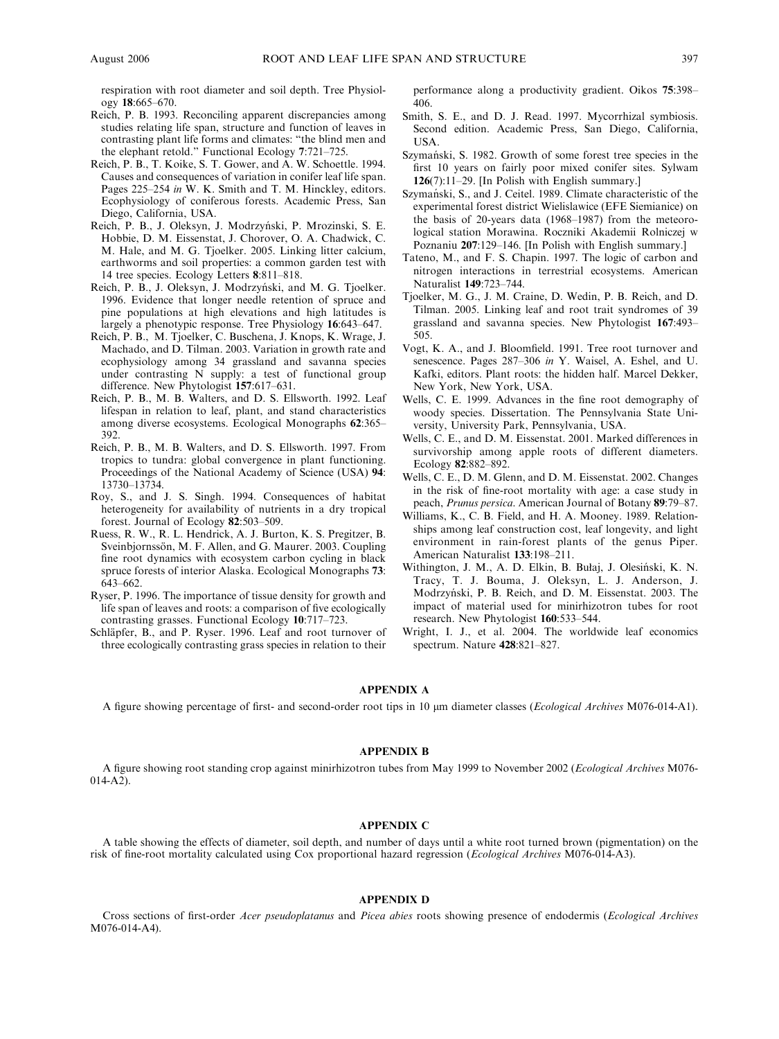respiration with root diameter and soil depth. Tree Physiology **18**:665–670.

Reich, P. B. 1993. Reconciling apparent discrepancies among studies relating life span, structure and function of leaves in contrasting plant life forms and climates: "the blind men and the elephant retold." Functional Ecology **7**:721–725.

Reich, P. B., T. Koike, S. T. Gower, and A. W. Schoettle. 1994. Causes and consequences of variation in conifer leaf life span. Pages 225–254 *in* W. K. Smith and T. M. Hinckley, editors. Ecophysiology of coniferous forests. Academic Press, San Diego, California, USA.

Reich, P. B., J. Oleksyn, J. Modrzyński, P. Mrozinski, S. E. Hobbie, D. M. Eissenstat, J. Chorover, O. A. Chadwick, C. M. Hale, and M. G. Tjoelker. 2005. Linking litter calcium, earthworms and soil properties: a common garden test with 14 tree species. Ecology Letters **8**:811–818.

Reich, P. B., J. Oleksyn, J. Modrzyński, and M. G. Tjoelker. 1996. Evidence that longer needle retention of spruce and pine populations at high elevations and high latitudes is largely a phenotypic response. Tree Physiology **16**:643–647.

Reich, P. B., M. Tjoelker, C. Buschena, J. Knops, K. Wrage, J. Machado, and D. Tilman. 2003. Variation in growth rate and ecophysiology among 34 grassland and savanna species under contrasting N supply: a test of functional group difference. New Phytologist **157**:617–631.

Reich, P. B., M. B. Walters, and D. S. Ellsworth. 1992. Leaf lifespan in relation to leaf, plant, and stand characteristics among diverse ecosystems. Ecological Monographs **62**:365–392.

Reich, P. B., M. B. Walters, and D. S. Ellsworth. 1997. From tropics to tundra: global convergence in plant functioning. Proceedings of the National Academy of Science (USA) **94**: 13730–13734.

Roy, S., and J. S. Singh. 1994. Consequences of habitat heterogeneity for availability of nutrients in a dry tropical forest. Journal of Ecology **82**:503–509.

Ruess, R. W., R. L. Hendrick, A. J. Burton, K. S. Pregitzer, B. Sveinbjornssön, M. F. Allen, and G. Maurer. 2003. Coupling fine root dynamics with ecosystem carbon cycling in black spruce forests of interior Alaska. Ecological Monographs **73**: 643–662.

Ryser, P. 1996. The importance of tissue density for growth and life span of leaves and roots: a comparison of five ecologically contrasting grasses. Functional Ecology **10**:717–723.

Schläpfer, B., and P. Ryser. 1996. Leaf and root turnover of three ecologically contrasting grass species in relation to their performance along a productivity gradient. Oikos **75**:398–406.

Smith, S. E., and D. J. Read. 1997. Mycorrhizal symbiosis. Second edition. Academic Press, San Diego, California, USA.

Szymański, S. 1982. Growth of some forest tree species in the first 10 years on fairly poor mixed conifer sites. Sylwam **126**(7):11–29. [In Polish with English summary.]

Szymański, S., and J. Ceitel. 1989. Climate characteristic of the experimental forest district Wielislawice (EFE Siemianice) on the basis of 20-years data (1968–1987) from the meteorological station Morawina. Roczniki Akademii Rolniczej w Poznaniu **207**:129–146. [In Polish with English summary.]

Tateno, M., and F. S. Chapin. 1997. The logic of carbon and nitrogen interactions in terrestrial ecosystems. American Naturalist **149**:723–744.

Tjoelker, M. G., J. M. Craine, D. Wedin, P. B. Reich, and D. Tilman. 2005. Linking leaf and root trait syndromes of 39 grassland and savanna species. New Phytologist **167**:493–505.

Vogt, K. A., and J. Bloomfield. 1991. Tree root turnover and senescence. Pages 287–306 *in* Y. Waisel, A. Eshel, and U. Kafki, editors. Plant roots: the hidden half. Marcel Dekker, New York, New York, USA.

Wells, C. E. 1999. Advances in the fine root demography of woody species. Dissertation. The Pennsylvania State University, University Park, Pennsylvania, USA.

Wells, C. E., and D. M. Eissenstat. 2001. Marked differences in survivorship among apple roots of different diameters. Ecology **82**:882–892.

Wells, C. E., D. M. Glenn, and D. M. Eissenstat. 2002. Changes in the risk of fine-root mortality with age: a case study in peach, *Prunus persica*. American Journal of Botany **89**:79–87.

Williams, K., C. B. Field, and H. A. Mooney. 1989. Relationships among leaf construction cost, leaf longevity, and light environment in rain-forest plants of the genus Piper. American Naturalist **133**:198–211.

Withington, J. M., A. D. Elkin, B. Bułaj, J. Olesiński, K. N. Tracy, T. J. Bouma, J. Oleksyn, L. J. Anderson, J. Modrzyński, P. B. Reich, and D. M. Eissenstat. 2003. The impact of material used for minirhizotron tubes for root research. New Phytologist **160**:533–544.

Wright, I. J., et al. 2004. The worldwide leaf economics spectrum. Nature **428**:821–827.

## APPENDIX A

A figure showing percentage of first- and second-order root tips in 10 μm diameter classes (*Ecological Archives* M076-014-A1).

## APPENDIX B

A figure showing root standing crop against minirhizotron tubes from May 1999 to November 2002 (*Ecological Archives* M076-014-A2).

## APPENDIX C

A table showing the effects of diameter, soil depth, and number of days until a white root turned brown (pigmentation) on the risk of fine-root mortality calculated using Cox proportional hazard regression (*Ecological Archives* M076-014-A3).

## APPENDIX D

Cross sections of first-order *Acer pseudoplatanus* and *Picea abies* roots showing presence of endodermis (*Ecological Archives* M076-014-A4).